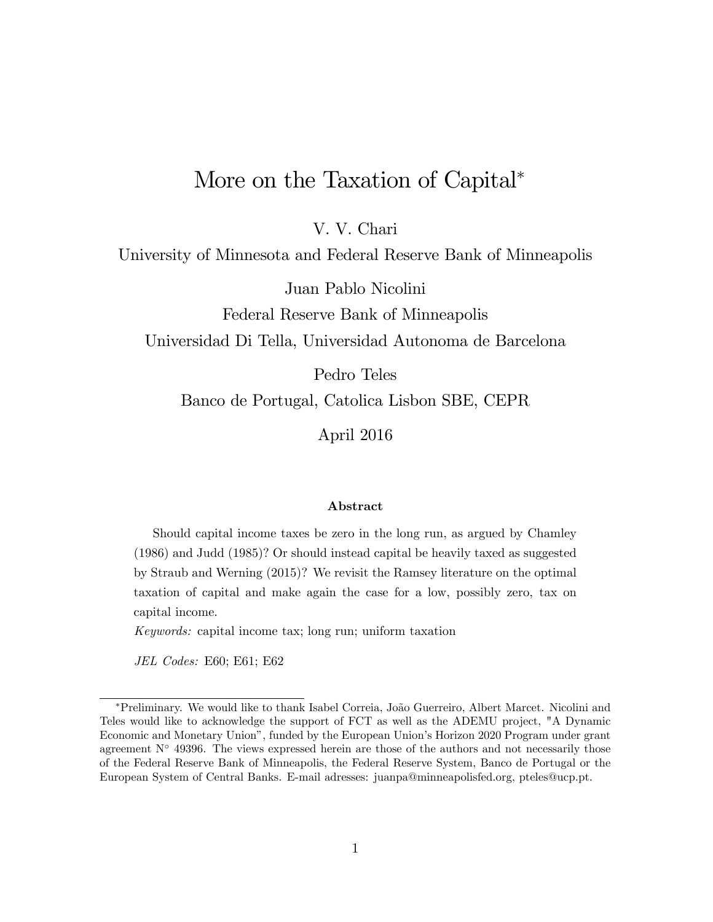# More on the Taxation of Capital*

V. V. Chari

University of Minnesota and Federal Reserve Bank of Minneapolis

Juan Pablo Nicolini

Federal Reserve Bank of Minneapolis

Universidad Di Tella, Universidad Autonoma de Barcelona

Pedro Teles

Banco de Portugal, Catolica Lisbon SBE, CEPR

April 2016

### Abstract

Should capital income taxes be zero in the long run, as argued by Chamley (1986) and Judd (1985)? Or should instead capital be heavily taxed as suggested by Straub and Werning (2015)? We revisit the Ramsey literature on the optimal taxation of capital and make again the case for a low, possibly zero, tax on capital income.

*Keywords:* capital income tax; long run; uniform taxation

*JEL Codes:* E60; E61; E62

---

*Preliminary. We would like to thank Isabel Correia, João Guerreiro, Albert Marcet. Nicolini and Teles would like to acknowledge the support of FCT as well as the ADEMU project, "A Dynamic Economic and Monetary Union", funded by the European Union's Horizon 2020 Program under grant agreement N° 49396. The views expressed herein are those of the authors and not necessarily those of the Federal Reserve Bank of Minneapolis, the Federal Reserve System, Banco de Portugal or the European System of Central Banks. E-mail adresses: juanpa@minneapolisfed.org, pteles@ucp.pt.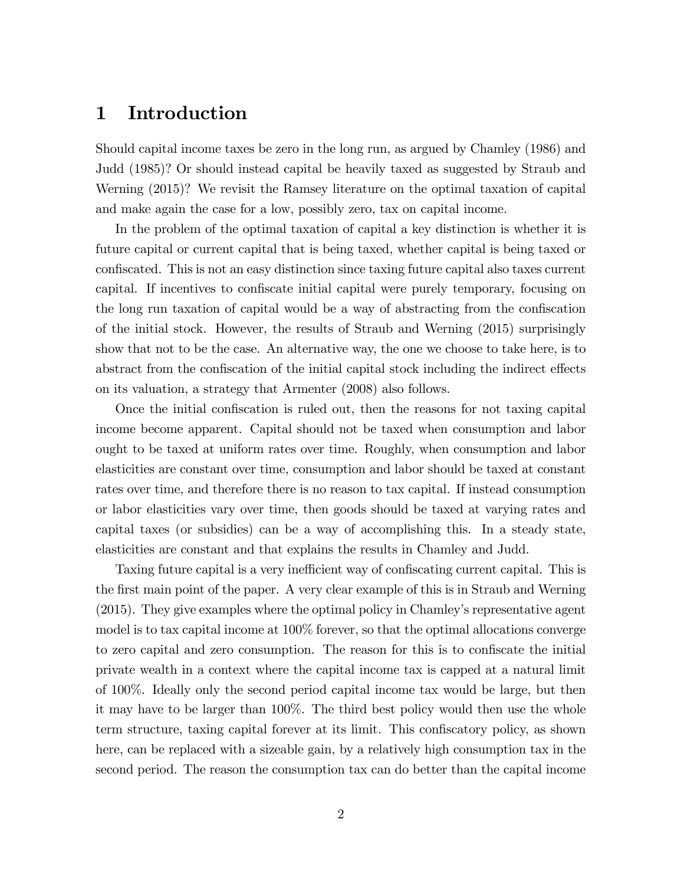# 1 Introduction

Should capital income taxes be zero in the long run, as argued by Chamley (1986) and Judd (1985)? Or should instead capital be heavily taxed as suggested by Straub and Werning (2015)? We revisit the Ramsey literature on the optimal taxation of capital and make again the case for a low, possibly zero, tax on capital income.

In the problem of the optimal taxation of capital a key distinction is whether it is future capital or current capital that is being taxed, whether capital is being taxed or confiscated. This is not an easy distinction since taxing future capital also taxes current capital. If incentives to confiscate initial capital were purely temporary, focusing on the long run taxation of capital would be a way of abstracting from the confiscation of the initial stock. However, the results of Straub and Werning (2015) surprisingly show that not to be the case. An alternative way, the one we choose to take here, is to abstract from the confiscation of the initial capital stock including the indirect effects on its valuation, a strategy that Armenter (2008) also follows.

Once the initial confiscation is ruled out, then the reasons for not taxing capital income become apparent. Capital should not be taxed when consumption and labor ought to be taxed at uniform rates over time. Roughly, when consumption and labor elasticities are constant over time, consumption and labor should be taxed at constant rates over time, and therefore there is no reason to tax capital. If instead consumption or labor elasticities vary over time, then goods should be taxed at varying rates and capital taxes (or subsidies) can be a way of accomplishing this. In a steady state, elasticities are constant and that explains the results in Chamley and Judd.

Taxing future capital is a very inefficient way of confiscating current capital. This is the first main point of the paper. A very clear example of this is in Straub and Werning (2015). They give examples where the optimal policy in Chamley's representative agent model is to tax capital income at 100% forever, so that the optimal allocations converge to zero capital and zero consumption. The reason for this is to confiscate the initial private wealth in a context where the capital income tax is capped at a natural limit of 100%. Ideally only the second period capital income tax would be large, but then it may have to be larger than 100%. The third best policy would then use the whole term structure, taxing capital forever at its limit. This confiscatory policy, as shown here, can be replaced with a sizeable gain, by a relatively high consumption tax in the second period. The reason the consumption tax can do better than the capital income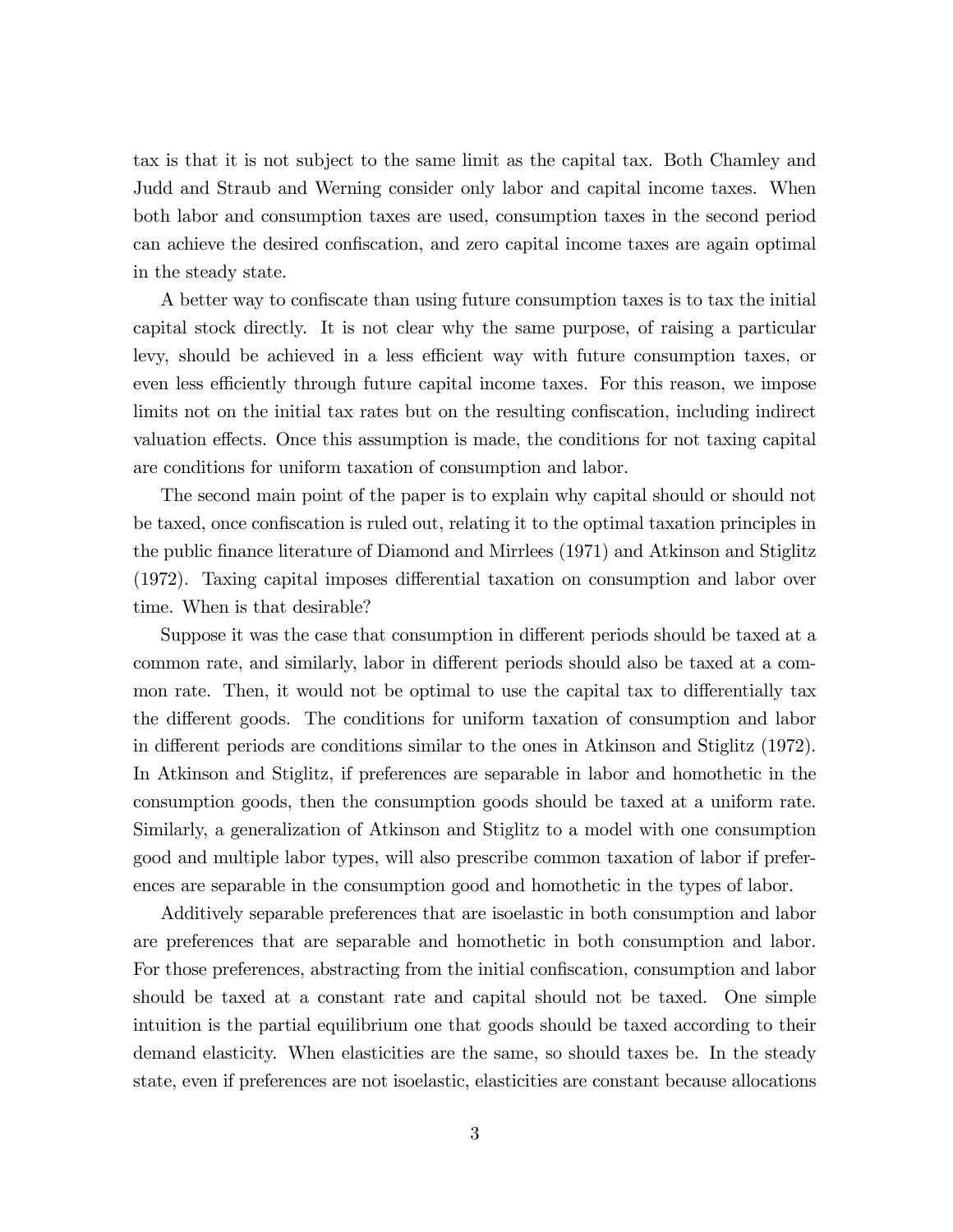tax is that it is not subject to the same limit as the capital tax. Both Chamley and Judd and Straub and Werning consider only labor and capital income taxes. When both labor and consumption taxes are used, consumption taxes in the second period can achieve the desired confiscation, and zero capital income taxes are again optimal in the steady state.

A better way to confiscate than using future consumption taxes is to tax the initial capital stock directly. It is not clear why the same purpose, of raising a particular levy, should be achieved in a less efficient way with future consumption taxes, or even less efficiently through future capital income taxes. For this reason, we impose limits not on the initial tax rates but on the resulting confiscation, including indirect valuation effects. Once this assumption is made, the conditions for not taxing capital are conditions for uniform taxation of consumption and labor.

The second main point of the paper is to explain why capital should or should not be taxed, once confiscation is ruled out, relating it to the optimal taxation principles in the public finance literature of Diamond and Mirrlees (1971) and Atkinson and Stiglitz (1972). Taxing capital imposes differential taxation on consumption and labor over time. When is that desirable?

Suppose it was the case that consumption in different periods should be taxed at a common rate, and similarly, labor in different periods should also be taxed at a common rate. Then, it would not be optimal to use the capital tax to differentially tax the different goods. The conditions for uniform taxation of consumption and labor in different periods are conditions similar to the ones in Atkinson and Stiglitz (1972). In Atkinson and Stiglitz, if preferences are separable in labor and homothetic in the consumption goods, then the consumption goods should be taxed at a uniform rate. Similarly, a generalization of Atkinson and Stiglitz to a model with one consumption good and multiple labor types, will also prescribe common taxation of labor if preferences are separable in the consumption good and homothetic in the types of labor.

Additively separable preferences that are isoelastic in both consumption and labor are preferences that are separable and homothetic in both consumption and labor. For those preferences, abstracting from the initial confiscation, consumption and labor should be taxed at a constant rate and capital should not be taxed. One simple intuition is the partial equilibrium one that goods should be taxed according to their demand elasticity. When elasticities are the same, so should taxes be. In the steady state, even if preferences are not isoelastic, elasticities are constant because allocations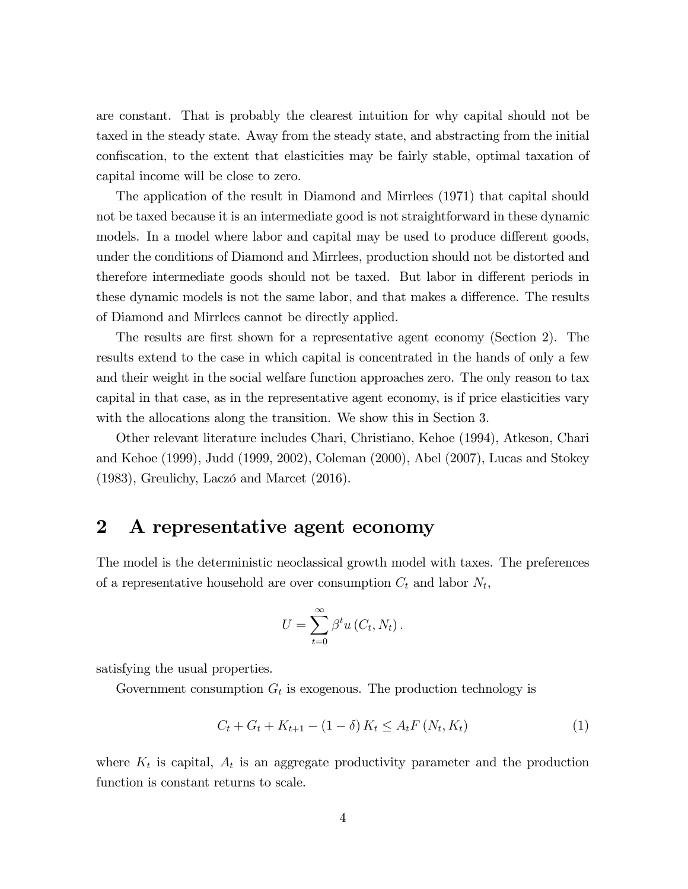are constant. That is probably the clearest intuition for why capital should not be taxed in the steady state. Away from the steady state, and abstracting from the initial confiscation, to the extent that elasticities may be fairly stable, optimal taxation of capital income will be close to zero.

The application of the result in Diamond and Mirrlees (1971) that capital should not be taxed because it is an intermediate good is not straightforward in these dynamic models. In a model where labor and capital may be used to produce different goods, under the conditions of Diamond and Mirrlees, production should not be distorted and therefore intermediate goods should not be taxed. But labor in different periods in these dynamic models is not the same labor, and that makes a difference. The results of Diamond and Mirrlees cannot be directly applied.

The results are first shown for a representative agent economy (Section 2). The results extend to the case in which capital is concentrated in the hands of only a few and their weight in the social welfare function approaches zero. The only reason to tax capital in that case, as in the representative agent economy, is if price elasticities vary with the allocations along the transition. We show this in Section 3.

Other relevant literature includes Chari, Christiano, Kehoe (1994), Atkeson, Chari and Kehoe (1999), Judd (1999, 2002), Coleman (2000), Abel (2007), Lucas and Stokey (1983), Greulichy, Laczó and Marcet (2016).

## 2 A representative agent economy

The model is the deterministic neoclassical growth model with taxes. The preferences of a representative household are over consumption $C_t$ and labor $N_t$,

$$U = \sum_{t=0}^{\infty} \beta^t u\left(C_t, N_t\right).$$

satisfying the usual properties.

Government consumption $G_t$ is exogenous. The production technology is

$$C_t + G_t + K_{t+1} - (1 - \delta) K_t \leq A_t F\left(N_t, K_t\right) \tag{1}$$

where $K_t$ is capital, $A_t$ is an aggregate productivity parameter and the production function is constant returns to scale.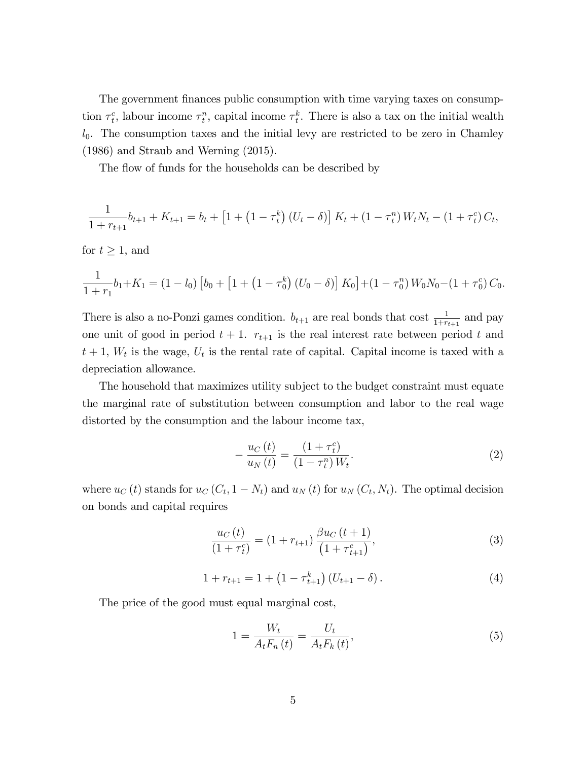The government finances public consumption with time varying taxes on consumption $\tau_t^c$, labour income $\tau_t^n$, capital income $\tau_t^k$. There is also a tax on the initial wealth $l_0$. The consumption taxes and the initial levy are restricted to be zero in Chamley (1986) and Straub and Werning (2015).

The flow of funds for the households can be described by

$$\frac{1}{1+r_{t+1}} b_{t+1} + K_{t+1} = b_t + \left[1 + \left(1 - \tau_t^k\right)(U_t - \delta)\right] K_t + \left(1 - \tau_t^n\right) W_t N_t - \left(1 + \tau_t^c\right) C_t,$$

for $t \geq 1$, and

$$\frac{1}{1+r_1} b_1 + K_1 = (1 - l_0)\left[b_0 + \left[1 + \left(1 - \tau_0^k\right)(U_0 - \delta)\right] K_0\right] + \left(1 - \tau_0^n\right) W_0 N_0 - \left(1 + \tau_0^c\right) C_0.$$

There is also a no-Ponzi games condition. $b_{t+1}$ are real bonds that cost $\frac{1}{1+r_{t+1}}$ and pay one unit of good in period $t+1$. $r_{t+1}$ is the real interest rate between period $t$ and $t+1$, $W_t$ is the wage, $U_t$ is the rental rate of capital. Capital income is taxed with a depreciation allowance.

The household that maximizes utility subject to the budget constraint must equate the marginal rate of substitution between consumption and labor to the real wage distorted by the consumption and the labour income tax,

$$-\frac{u_C(t)}{u_N(t)} = \frac{\left(1 + \tau_t^c\right)}{\left(1 - \tau_t^n\right) W_t}. \tag{2}$$

where $u_C(t)$ stands for $u_C(C_t, 1 - N_t)$ and $u_N(t)$ for $u_N(C_t, N_t)$. The optimal decision on bonds and capital requires

$$\frac{u_C(t)}{\left(1 + \tau_t^c\right)} = \left(1 + r_{t+1}\right) \frac{\beta u_C(t+1)}{\left(1 + \tau_{t+1}^c\right)}, \tag{3}$$

$$1 + r_{t+1} = 1 + \left(1 - \tau_{t+1}^k\right)\left(U_{t+1} - \delta\right). \tag{4}$$

The price of the good must equal marginal cost,

$$1 = \frac{W_t}{A_t F_n(t)} = \frac{U_t}{A_t F_k(t)}, \tag{5}$$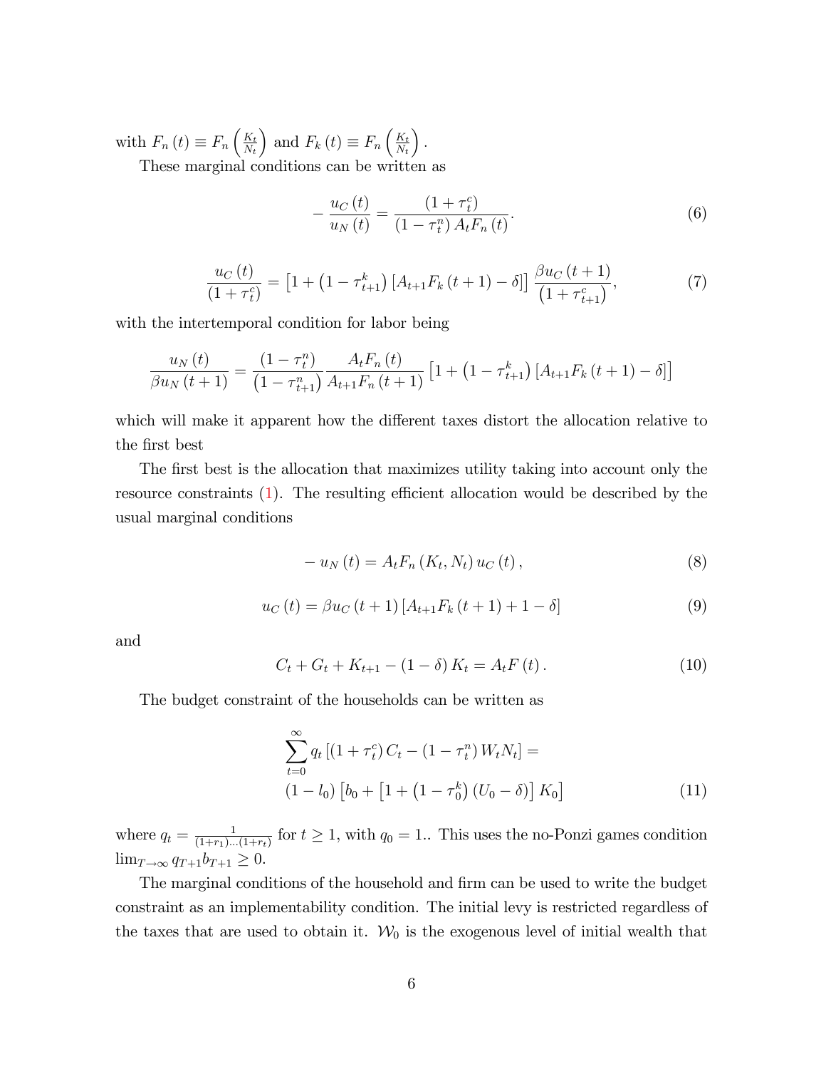with $F_n(t) \equiv F_n\left(\frac{K_t}{N_t}\right)$ and $F_k(t) \equiv F_n\left(\frac{K_t}{N_t}\right)$.

These marginal conditions can be written as

$$-\frac{u_C(t)}{u_N(t)} = \frac{(1+\tau_t^c)}{(1-\tau_t^n) A_t F_n(t)}. \tag{6}$$

$$\frac{u_C(t)}{(1+\tau_t^c)} = \left[1 + \left(1-\tau_{t+1}^k\right)\left[A_{t+1}F_k(t+1) - \delta\right]\right] \frac{\beta u_C(t+1)}{\left(1+\tau_{t+1}^c\right)}, \tag{7}$$

with the intertemporal condition for labor being

$$\frac{u_N(t)}{\beta u_N(t+1)} = \frac{(1-\tau_t^n)}{\left(1-\tau_{t+1}^n\right)} \frac{A_t F_n(t)}{A_{t+1} F_n(t+1)} \left[1 + \left(1-\tau_{t+1}^k\right)\left[A_{t+1}F_k(t+1) - \delta\right]\right]$$

which will make it apparent how the different taxes distort the allocation relative to the first best

The first best is the allocation that maximizes utility taking into account only the resource constraints (1). The resulting efficient allocation would be described by the usual marginal conditions

$$-u_N(t) = A_t F_n(K_t, N_t)\, u_C(t), \tag{8}$$

$$u_C(t) = \beta u_C(t+1)\left[A_{t+1}F_k(t+1) + 1 - \delta\right] \tag{9}$$

and

$$C_t + G_t + K_{t+1} - (1-\delta) K_t = A_t F(t). \tag{10}$$

The budget constraint of the households can be written as

$$\sum_{t=0}^{\infty} q_t \left[(1+\tau_t^c) C_t - (1-\tau_t^n) W_t N_t\right] = (1-l_0)\left[b_0 + \left[1 + \left(1-\tau_0^k\right)(U_0 - \delta)\right] K_0\right] \tag{11}$$

where $q_t = \frac{1}{(1+r_1)\ldots(1+r_t)}$ for $t \geq 1$, with $q_0 = 1$.. This uses the no-Ponzi games condition $\lim_{T\rightarrow\infty} q_{T+1} b_{T+1} \geq 0$.

The marginal conditions of the household and firm can be used to write the budget constraint as an implementability condition. The initial levy is restricted regardless of the taxes that are used to obtain it. $\mathcal{W}_0$ is the exogenous level of initial wealth that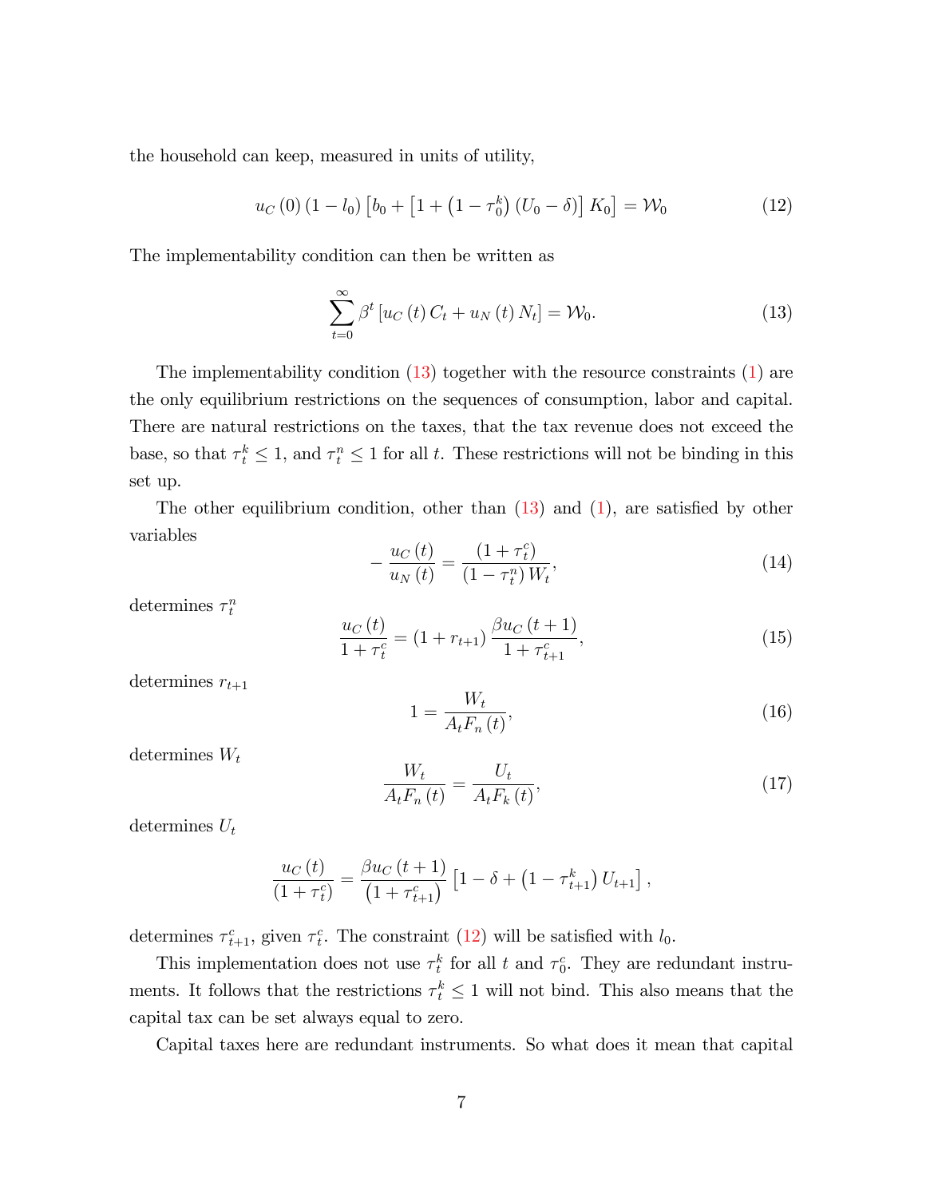the household can keep, measured in units of utility,

$$u_C(0)(1-l_0)\left[b_0+\left[1+\left(1-\tau_0^k\right)(U_0-\delta)\right]K_0\right]=\mathcal{W}_0 \tag{12}$$

The implementability condition can then be written as

$$\sum_{t=0}^{\infty}\beta^t\left[u_C(t)\,C_t+u_N(t)\,N_t\right]=\mathcal{W}_0. \tag{13}$$

The implementability condition (13) together with the resource constraints (1) are the only equilibrium restrictions on the sequences of consumption, labor and capital. There are natural restrictions on the taxes, that the tax revenue does not exceed the base, so that $\tau_t^k \leq 1$, and $\tau_t^n \leq 1$ for all $t$. These restrictions will not be binding in this set up.

The other equilibrium condition, other than (13) and (1), are satisfied by other variables

$$-\frac{u_C(t)}{u_N(t)}=\frac{(1+\tau_t^c)}{(1-\tau_t^n)\,W_t}, \tag{14}$$

determines $\tau_t^n$

$$\frac{u_C(t)}{1+\tau_t^c}=(1+r_{t+1})\,\frac{\beta u_C(t+1)}{1+\tau_{t+1}^c}, \tag{15}$$

determines $r_{t+1}$

$$1=\frac{W_t}{A_tF_n(t)}, \tag{16}$$

determines $W_t$

$$\frac{W_t}{A_tF_n(t)}=\frac{U_t}{A_tF_k(t)}, \tag{17}$$

determines $U_t$

$$\frac{u_C(t)}{(1+\tau_t^c)}=\frac{\beta u_C(t+1)}{\left(1+\tau_{t+1}^c\right)}\left[1-\delta+\left(1-\tau_{t+1}^k\right)U_{t+1}\right],$$

determines $\tau_{t+1}^c$, given $\tau_t^c$. The constraint (12) will be satisfied with $l_0$.

This implementation does not use $\tau_t^k$ for all $t$ and $\tau_0^c$. They are redundant instruments. It follows that the restrictions $\tau_t^k \leq 1$ will not bind. This also means that the capital tax can be set always equal to zero.

Capital taxes here are redundant instruments. So what does it mean that capital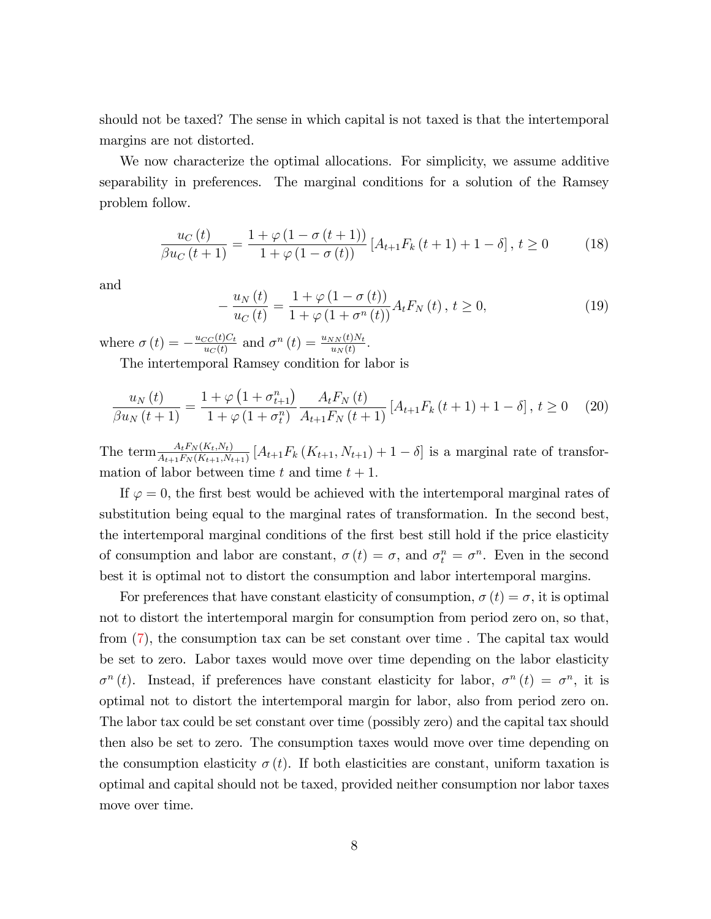should not be taxed? The sense in which capital is not taxed is that the intertemporal margins are not distorted.

We now characterize the optimal allocations. For simplicity, we assume additive separability in preferences. The marginal conditions for a solution of the Ramsey problem follow.

$$\frac{u_C(t)}{\beta u_C(t+1)} = \frac{1+\varphi(1-\sigma(t+1))}{1+\varphi(1-\sigma(t))}\left[A_{t+1}F_k(t+1)+1-\delta\right],\ t \geq 0 \tag{18}$$

and

$$-\frac{u_N(t)}{u_C(t)} = \frac{1+\varphi(1-\sigma(t))}{1+\varphi(1+\sigma^n(t))}A_t F_N(t),\ t \geq 0, \tag{19}$$

where $\sigma(t) = -\frac{u_{CC}(t)C_t}{u_C(t)}$ and $\sigma^n(t) = \frac{u_{NN}(t)N_t}{u_N(t)}$.

The intertemporal Ramsey condition for labor is

$$\frac{u_N(t)}{\beta u_N(t+1)} = \frac{1+\varphi\left(1+\sigma^n_{t+1}\right)}{1+\varphi\left(1+\sigma^n_t\right)}\frac{A_t F_N(t)}{A_{t+1}F_N(t+1)}\left[A_{t+1}F_k(t+1)+1-\delta\right],\ t \geq 0 \tag{20}$$

The term $\frac{A_t F_N(K_t,N_t)}{A_{t+1}F_N(K_{t+1},N_{t+1})}\left[A_{t+1}F_k(K_{t+1},N_{t+1})+1-\delta\right]$ is a marginal rate of transformation of labor between time $t$ and time $t+1$.

If $\varphi = 0$, the first best would be achieved with the intertemporal marginal rates of substitution being equal to the marginal rates of transformation. In the second best, the intertemporal marginal conditions of the first best still hold if the price elasticity of consumption and labor are constant, $\sigma(t) = \sigma$, and $\sigma^n_t = \sigma^n$. Even in the second best it is optimal not to distort the consumption and labor intertemporal margins.

For preferences that have constant elasticity of consumption, $\sigma(t) = \sigma$, it is optimal not to distort the intertemporal margin for consumption from period zero on, so that, from (7), the consumption tax can be set constant over time . The capital tax would be set to zero. Labor taxes would move over time depending on the labor elasticity $\sigma^n(t)$. Instead, if preferences have constant elasticity for labor, $\sigma^n(t) = \sigma^n$, it is optimal not to distort the intertemporal margin for labor, also from period zero on. The labor tax could be set constant over time (possibly zero) and the capital tax should then also be set to zero. The consumption taxes would move over time depending on the consumption elasticity $\sigma(t)$. If both elasticities are constant, uniform taxation is optimal and capital should not be taxed, provided neither consumption nor labor taxes move over time.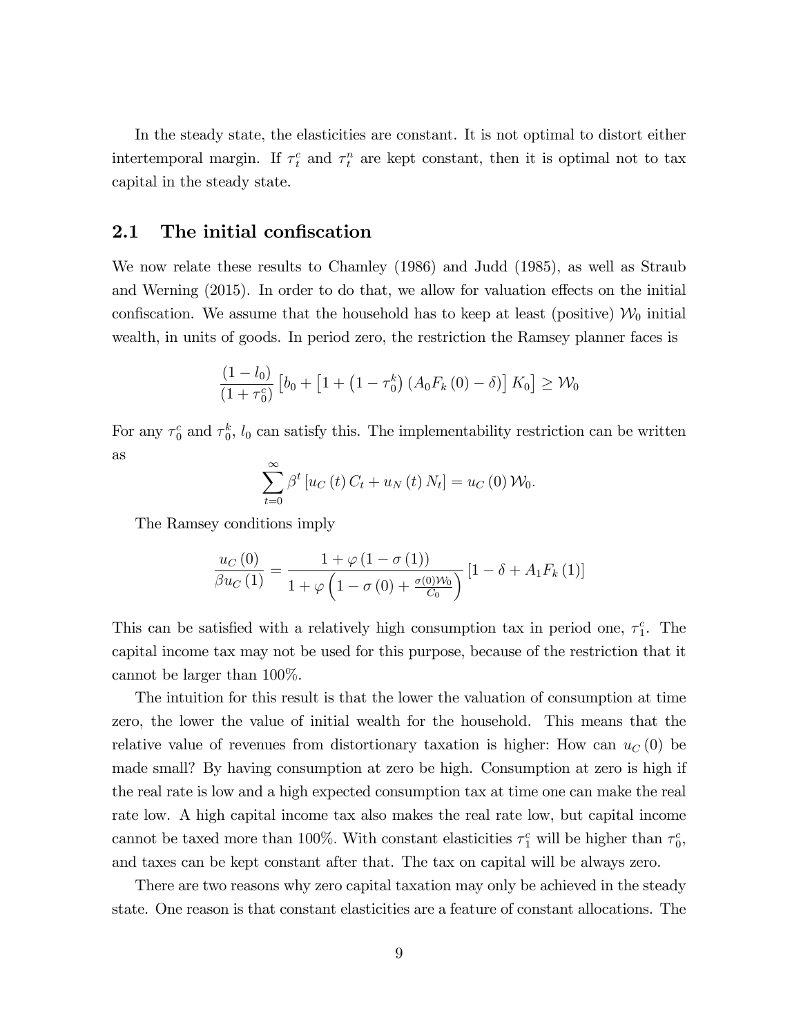In the steady state, the elasticities are constant. It is not optimal to distort either intertemporal margin. If $\tau_t^c$ and $\tau_t^n$ are kept constant, then it is optimal not to tax capital in the steady state.

## 2.1 The initial confiscation

We now relate these results to Chamley (1986) and Judd (1985), as well as Straub and Werning (2015). In order to do that, we allow for valuation effects on the initial confiscation. We assume that the household has to keep at least (positive) $\mathcal{W}_0$ initial wealth, in units of goods. In period zero, the restriction the Ramsey planner faces is

$$\frac{(1-l_0)}{(1+\tau_0^c)}\left[b_0 + \left[1 + \left(1-\tau_0^k\right)\left(A_0 F_k(0) - \delta\right)\right] K_0\right] \geq \mathcal{W}_0$$

For any $\tau_0^c$ and $\tau_0^k$, $l_0$ can satisfy this. The implementability restriction can be written as

$$\sum_{t=0}^{\infty} \beta^t \left[u_C(t) C_t + u_N(t) N_t\right] = u_C(0) \mathcal{W}_0.$$

The Ramsey conditions imply

$$\frac{u_C(0)}{\beta u_C(1)} = \frac{1 + \varphi(1-\sigma(1))}{1 + \varphi\left(1 - \sigma(0) + \frac{\sigma(0)\mathcal{W}_0}{C_0}\right)}\left[1 - \delta + A_1 F_k(1)\right]$$

This can be satisfied with a relatively high consumption tax in period one, $\tau_1^c$. The capital income tax may not be used for this purpose, because of the restriction that it cannot be larger than 100%.

The intuition for this result is that the lower the valuation of consumption at time zero, the lower the value of initial wealth for the household. This means that the relative value of revenues from distortionary taxation is higher: How can $u_C(0)$ be made small? By having consumption at zero be high. Consumption at zero is high if the real rate is low and a high expected consumption tax at time one can make the real rate low. A high capital income tax also makes the real rate low, but capital income cannot be taxed more than 100%. With constant elasticities $\tau_1^c$ will be higher than $\tau_0^c$, and taxes can be kept constant after that. The tax on capital will be always zero.

There are two reasons why zero capital taxation may only be achieved in the steady state. One reason is that constant elasticities are a feature of constant allocations. The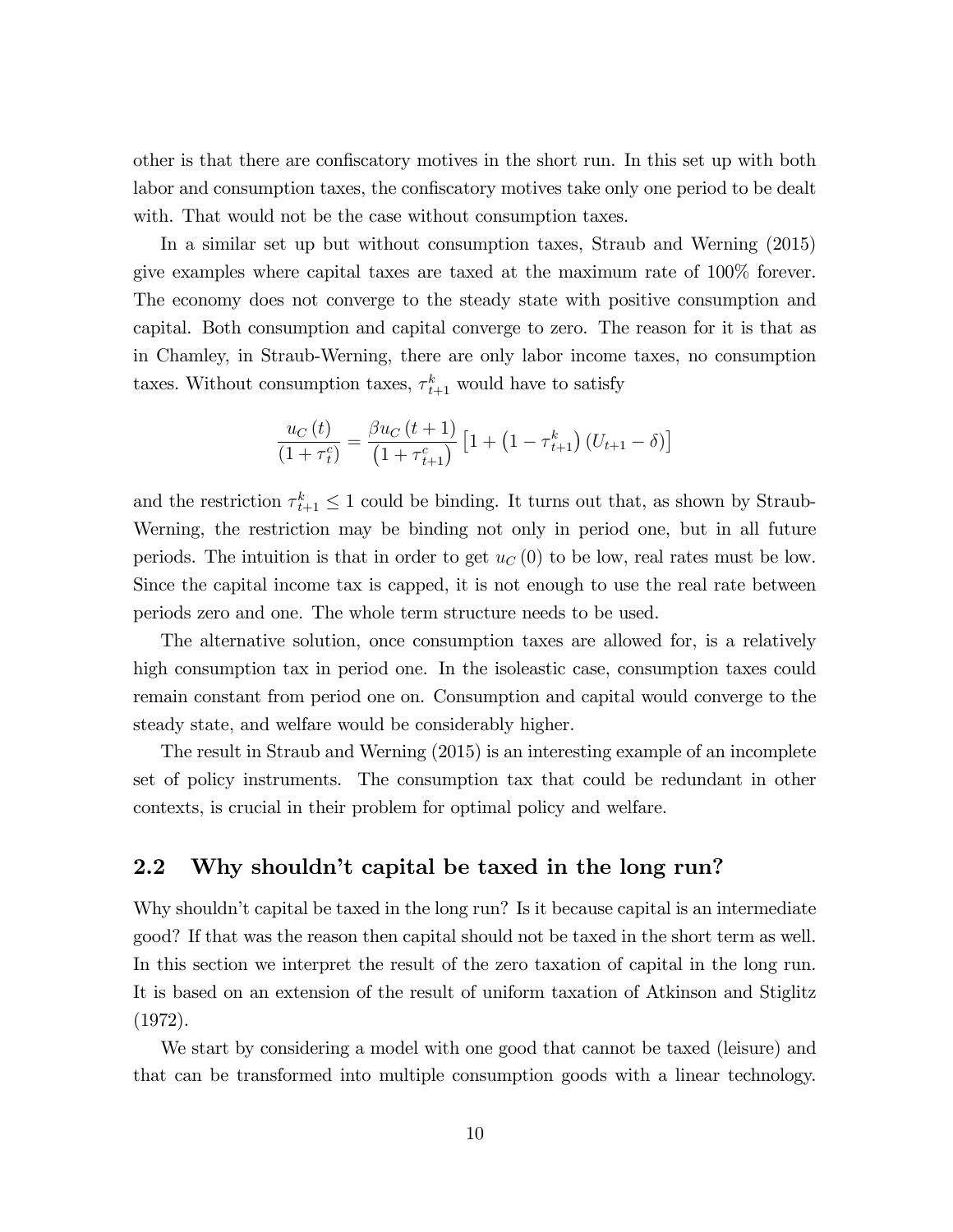other is that there are confiscatory motives in the short run. In this set up with both labor and consumption taxes, the confiscatory motives take only one period to be dealt with. That would not be the case without consumption taxes.

In a similar set up but without consumption taxes, Straub and Werning (2015) give examples where capital taxes are taxed at the maximum rate of 100% forever. The economy does not converge to the steady state with positive consumption and capital. Both consumption and capital converge to zero. The reason for it is that as in Chamley, in Straub-Werning, there are only labor income taxes, no consumption taxes. Without consumption taxes, $\tau_{t+1}^{k}$ would have to satisfy

$$\frac{u_C(t)}{(1+\tau_t^c)} = \frac{\beta u_C(t+1)}{\left(1+\tau_{t+1}^c\right)}\left[1+\left(1-\tau_{t+1}^k\right)(U_{t+1}-\delta)\right]$$

and the restriction $\tau_{t+1}^{k} \leq 1$ could be binding. It turns out that, as shown by Straub-Werning, the restriction may be binding not only in period one, but in all future periods. The intuition is that in order to get $u_C(0)$ to be low, real rates must be low. Since the capital income tax is capped, it is not enough to use the real rate between periods zero and one. The whole term structure needs to be used.

The alternative solution, once consumption taxes are allowed for, is a relatively high consumption tax in period one. In the isoleastic case, consumption taxes could remain constant from period one on. Consumption and capital would converge to the steady state, and welfare would be considerably higher.

The result in Straub and Werning (2015) is an interesting example of an incomplete set of policy instruments. The consumption tax that could be redundant in other contexts, is crucial in their problem for optimal policy and welfare.

## 2.2 Why shouldn't capital be taxed in the long run?

Why shouldn't capital be taxed in the long run? Is it because capital is an intermediate good? If that was the reason then capital should not be taxed in the short term as well. In this section we interpret the result of the zero taxation of capital in the long run. It is based on an extension of the result of uniform taxation of Atkinson and Stiglitz (1972).

We start by considering a model with one good that cannot be taxed (leisure) and that can be transformed into multiple consumption goods with a linear technology.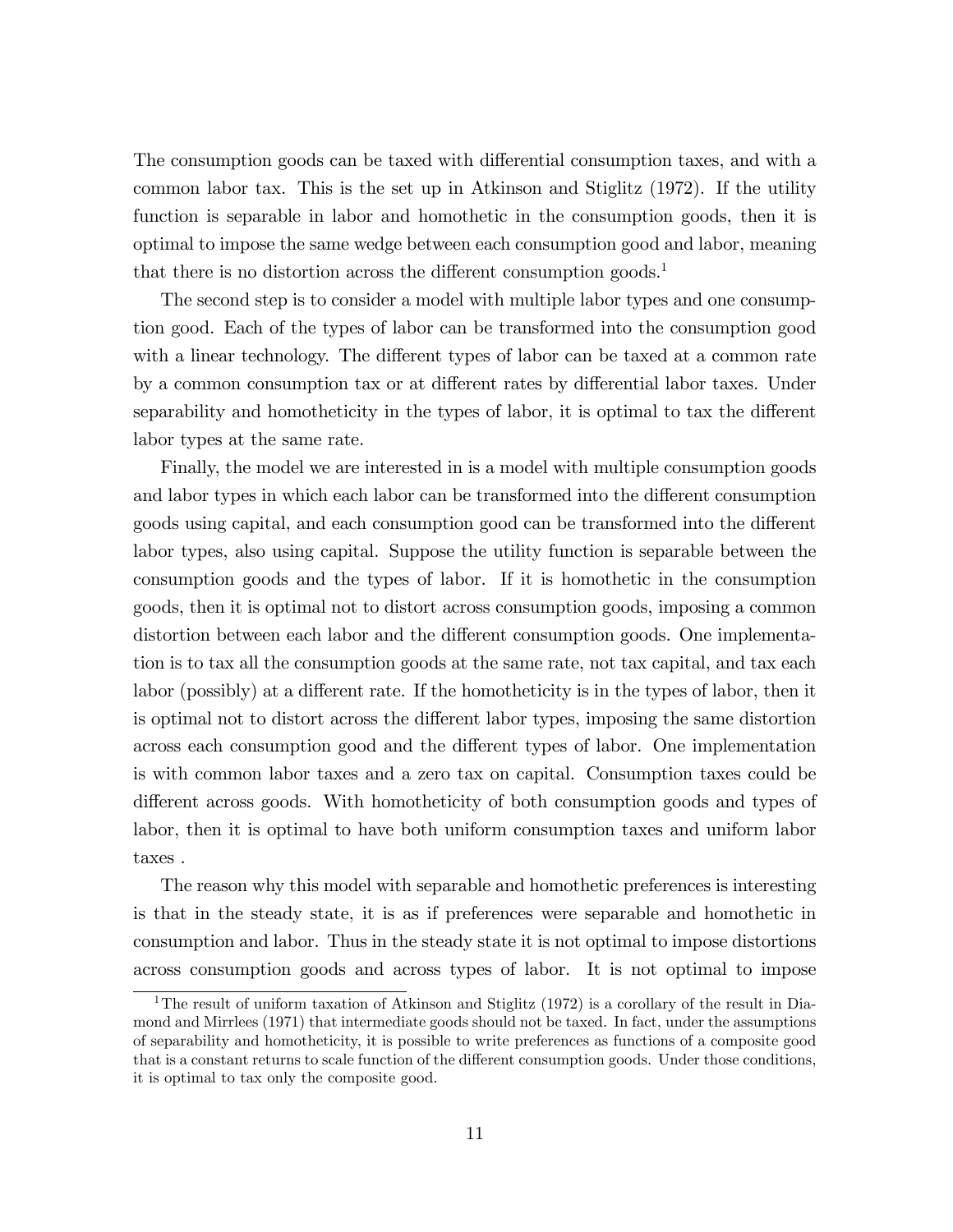The consumption goods can be taxed with differential consumption taxes, and with a common labor tax. This is the set up in Atkinson and Stiglitz (1972). If the utility function is separable in labor and homothetic in the consumption goods, then it is optimal to impose the same wedge between each consumption good and labor, meaning that there is no distortion across the different consumption goods.[1]

The second step is to consider a model with multiple labor types and one consumption good. Each of the types of labor can be transformed into the consumption good with a linear technology. The different types of labor can be taxed at a common rate by a common consumption tax or at different rates by differential labor taxes. Under separability and homotheticity in the types of labor, it is optimal to tax the different labor types at the same rate.

Finally, the model we are interested in is a model with multiple consumption goods and labor types in which each labor can be transformed into the different consumption goods using capital, and each consumption good can be transformed into the different labor types, also using capital. Suppose the utility function is separable between the consumption goods and the types of labor. If it is homothetic in the consumption goods, then it is optimal not to distort across consumption goods, imposing a common distortion between each labor and the different consumption goods. One implementation is to tax all the consumption goods at the same rate, not tax capital, and tax each labor (possibly) at a different rate. If the homotheticity is in the types of labor, then it is optimal not to distort across the different labor types, imposing the same distortion across each consumption good and the different types of labor. One implementation is with common labor taxes and a zero tax on capital. Consumption taxes could be different across goods. With homotheticity of both consumption goods and types of labor, then it is optimal to have both uniform consumption taxes and uniform labor taxes .

The reason why this model with separable and homothetic preferences is interesting is that in the steady state, it is as if preferences were separable and homothetic in consumption and labor. Thus in the steady state it is not optimal to impose distortions across consumption goods and across types of labor. It is not optimal to impose

[1] The result of uniform taxation of Atkinson and Stiglitz (1972) is a corollary of the result in Diamond and Mirrlees (1971) that intermediate goods should not be taxed. In fact, under the assumptions of separability and homotheticity, it is possible to write preferences as functions of a composite good that is a constant returns to scale function of the different consumption goods. Under those conditions, it is optimal to tax only the composite good.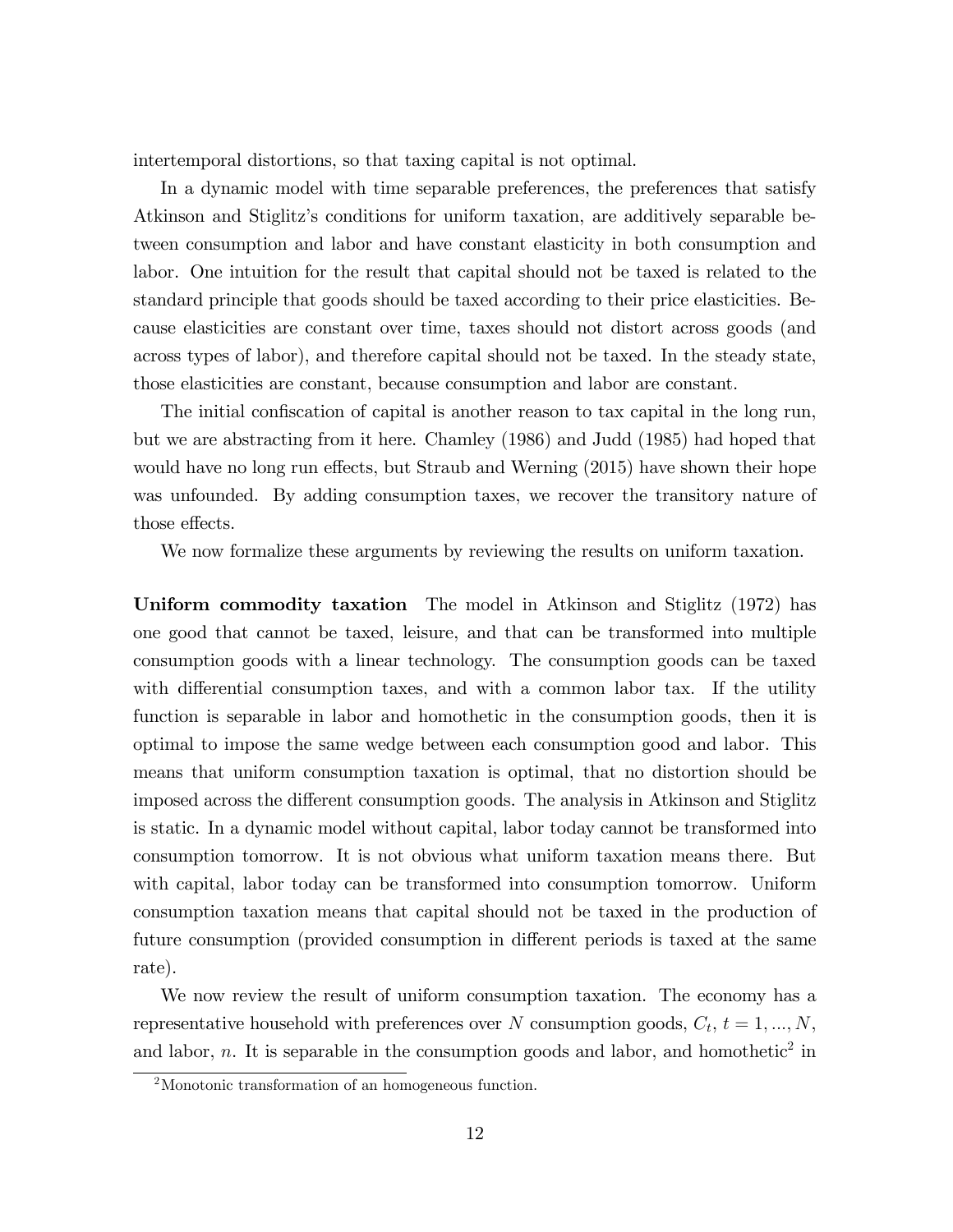intertemporal distortions, so that taxing capital is not optimal.

In a dynamic model with time separable preferences, the preferences that satisfy Atkinson and Stiglitz's conditions for uniform taxation, are additively separable between consumption and labor and have constant elasticity in both consumption and labor. One intuition for the result that capital should not be taxed is related to the standard principle that goods should be taxed according to their price elasticities. Because elasticities are constant over time, taxes should not distort across goods (and across types of labor), and therefore capital should not be taxed. In the steady state, those elasticities are constant, because consumption and labor are constant.

The initial confiscation of capital is another reason to tax capital in the long run, but we are abstracting from it here. Chamley (1986) and Judd (1985) had hoped that would have no long run effects, but Straub and Werning (2015) have shown their hope was unfounded. By adding consumption taxes, we recover the transitory nature of those effects.

We now formalize these arguments by reviewing the results on uniform taxation.

**Uniform commodity taxation** The model in Atkinson and Stiglitz (1972) has one good that cannot be taxed, leisure, and that can be transformed into multiple consumption goods with a linear technology. The consumption goods can be taxed with differential consumption taxes, and with a common labor tax. If the utility function is separable in labor and homothetic in the consumption goods, then it is optimal to impose the same wedge between each consumption good and labor. This means that uniform consumption taxation is optimal, that no distortion should be imposed across the different consumption goods. The analysis in Atkinson and Stiglitz is static. In a dynamic model without capital, labor today cannot be transformed into consumption tomorrow. It is not obvious what uniform taxation means there. But with capital, labor today can be transformed into consumption tomorrow. Uniform consumption taxation means that capital should not be taxed in the production of future consumption (provided consumption in different periods is taxed at the same rate).

We now review the result of uniform consumption taxation. The economy has a representative household with preferences over $N$ consumption goods, $C_t$, $t = 1, ..., N$, and labor, $n$. It is separable in the consumption goods and labor, and homothetic[2] in

[2] Monotonic transformation of an homogeneous function.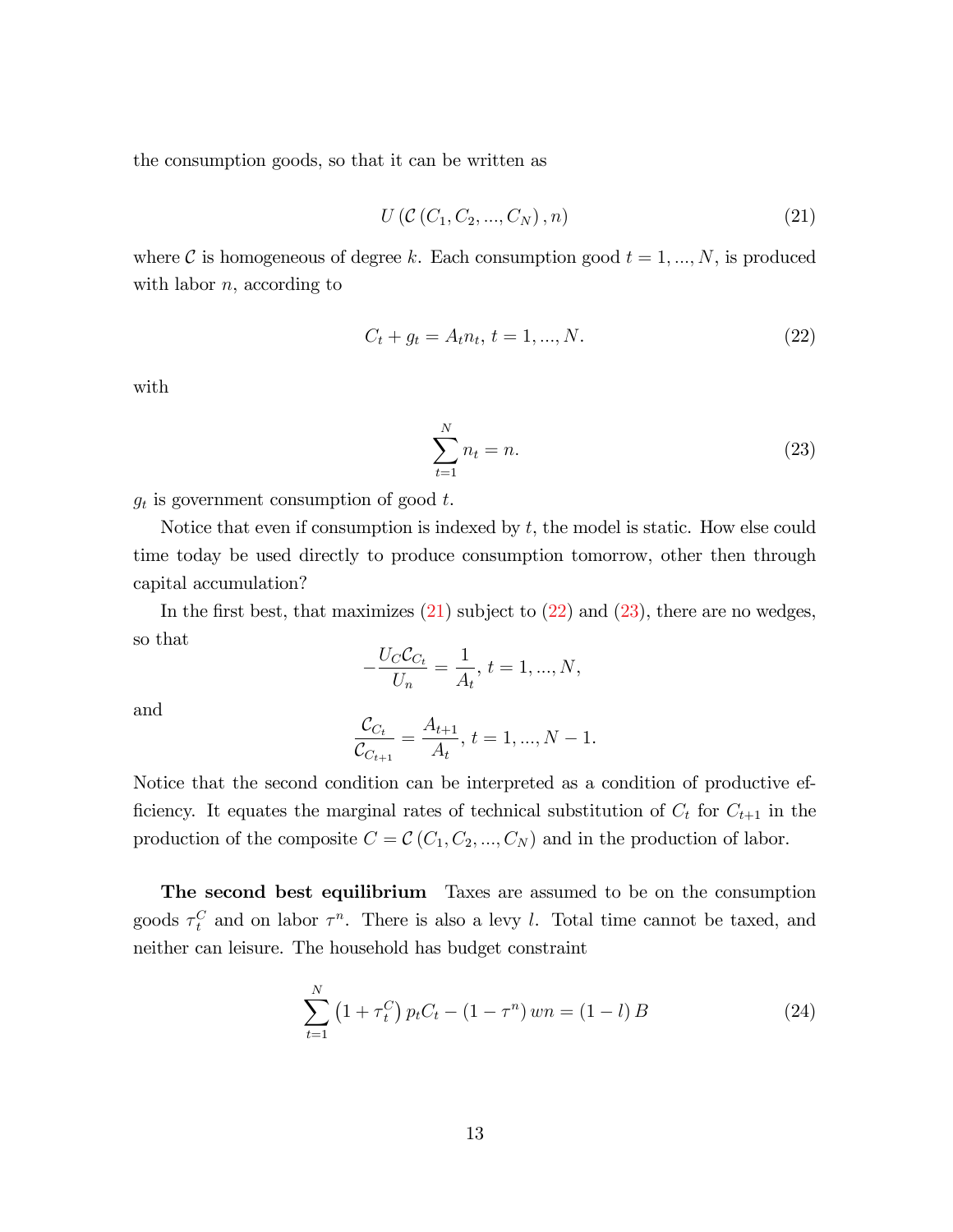the consumption goods, so that it can be written as

$$U\left(\mathcal{C}\left(C_1, C_2, ..., C_N\right), n\right) \tag{21}$$

where $\mathcal{C}$ is homogeneous of degree $k$. Each consumption good $t = 1, ..., N$, is produced with labor $n$, according to

$$C_t + g_t = A_t n_t,\ t = 1, ..., N. \tag{22}$$

with

$$\sum_{t=1}^{N} n_t = n. \tag{23}$$

$g_t$ is government consumption of good $t$.

Notice that even if consumption is indexed by $t$, the model is static. How else could time today be used directly to produce consumption tomorrow, other then through capital accumulation?

In the first best, that maximizes (21) subject to (22) and (23), there are no wedges, so that

$$-\frac{U_C \mathcal{C}_{C_t}}{U_n} = \frac{1}{A_t},\ t = 1, ..., N,$$

and

$$\frac{\mathcal{C}_{C_t}}{\mathcal{C}_{C_{t+1}}} = \frac{A_{t+1}}{A_t},\ t = 1, ..., N-1.$$

Notice that the second condition can be interpreted as a condition of productive efficiency. It equates the marginal rates of technical substitution of $C_t$ for $C_{t+1}$ in the production of the composite $C = \mathcal{C}\left(C_1, C_2, ..., C_N\right)$ and in the production of labor.

**The second best equilibrium** Taxes are assumed to be on the consumption goods $\tau_t^C$ and on labor $\tau^n$. There is also a levy $l$. Total time cannot be taxed, and neither can leisure. The household has budget constraint

$$\sum_{t=1}^{N} \left(1 + \tau_t^C\right) p_t C_t - \left(1 - \tau^n\right) wn = \left(1 - l\right) B \tag{24}$$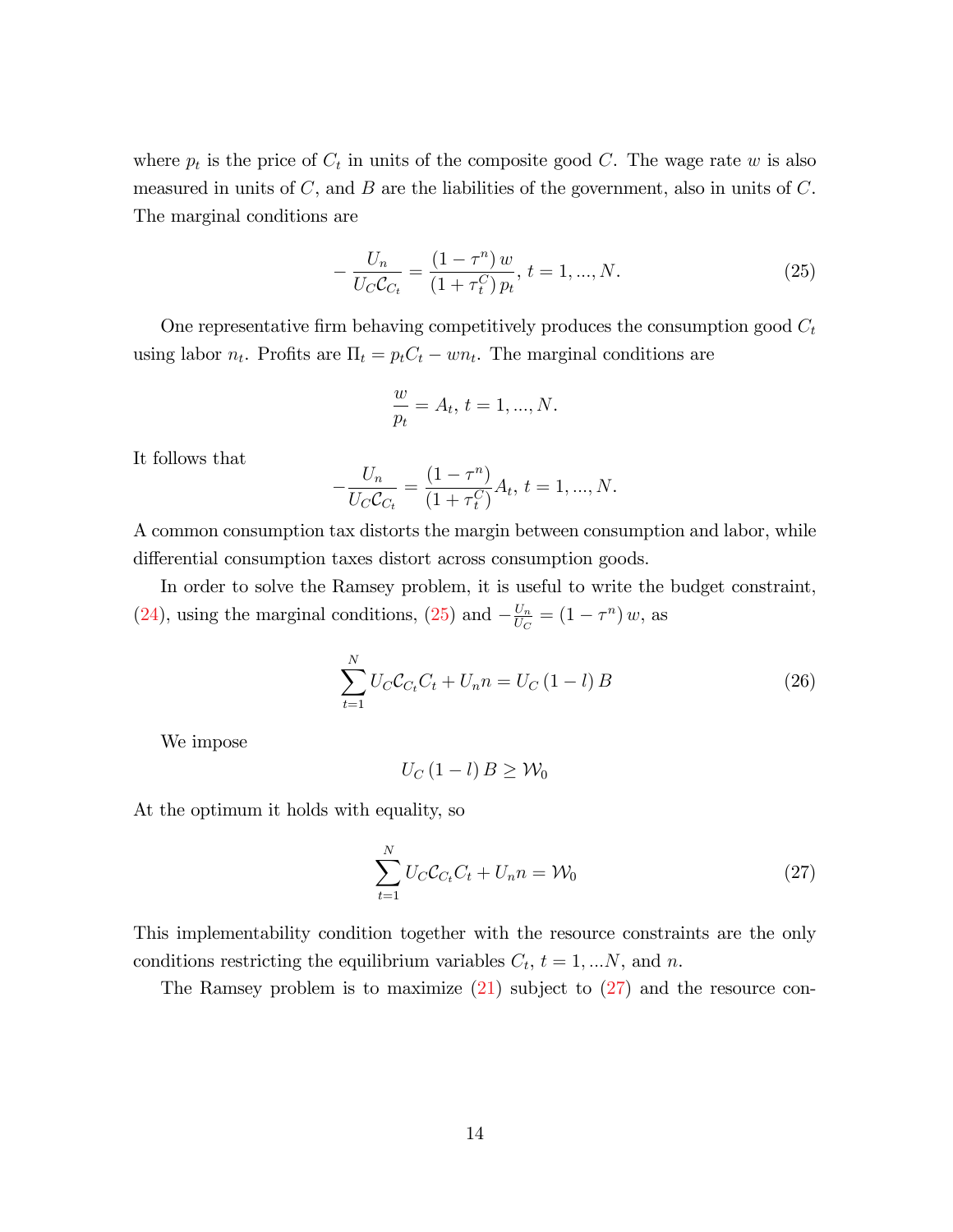where $p_t$ is the price of $C_t$ in units of the composite good $C$. The wage rate $w$ is also measured in units of $C$, and $B$ are the liabilities of the government, also in units of $C$. The marginal conditions are

$$-\frac{U_n}{U_C \mathcal{C}_{C_t}} = \frac{(1-\tau^n)\, w}{\left(1+\tau_t^C\right) p_t},\ t = 1, ..., N. \tag{25}$$

One representative firm behaving competitively produces the consumption good $C_t$ using labor $n_t$. Profits are $\Pi_t = p_t C_t - w n_t$. The marginal conditions are

$$\frac{w}{p_t} = A_t,\ t = 1, ..., N.$$

It follows that

$$-\frac{U_n}{U_C \mathcal{C}_{C_t}} = \frac{(1-\tau^n)}{\left(1+\tau_t^C\right)} A_t,\ t = 1, ..., N.$$

A common consumption tax distorts the margin between consumption and labor, while differential consumption taxes distort across consumption goods.

In order to solve the Ramsey problem, it is useful to write the budget constraint, (24), using the marginal conditions, (25) and $-\frac{U_n}{U_C} = (1-\tau^n)\, w$, as

$$\sum_{t=1}^{N} U_C \mathcal{C}_{C_t} C_t + U_n n = U_C (1-l) B \tag{26}$$

We impose

$$U_C (1-l) B \geq \mathcal{W}_0$$

At the optimum it holds with equality, so

$$\sum_{t=1}^{N} U_C \mathcal{C}_{C_t} C_t + U_n n = \mathcal{W}_0 \tag{27}$$

This implementability condition together with the resource constraints are the only conditions restricting the equilibrium variables $C_t$, $t = 1, ...N$, and $n$.

The Ramsey problem is to maximize (21) subject to (27) and the resource con-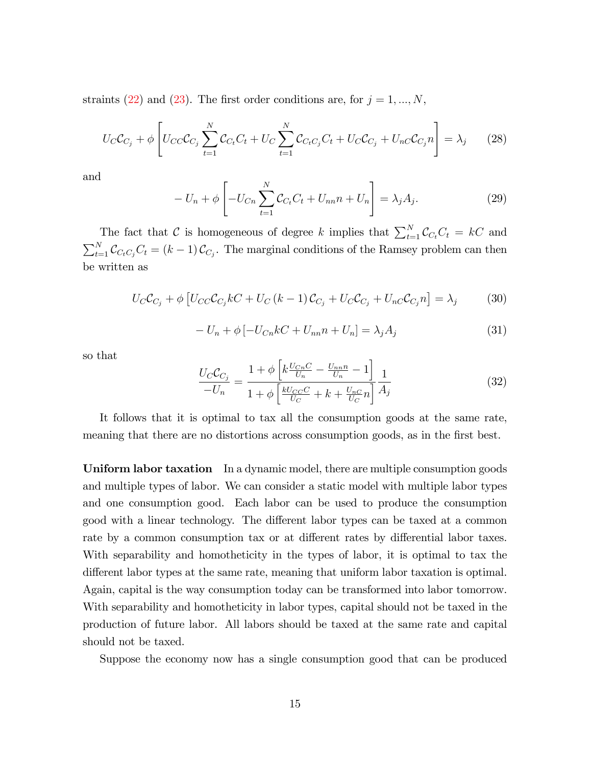straints (22) and (23). The first order conditions are, for $j = 1, ..., N$,

$$U_C \mathcal{C}_{C_j} + \phi \left[ U_{CC} \mathcal{C}_{C_j} \sum_{t=1}^{N} \mathcal{C}_{C_t} C_t + U_C \sum_{t=1}^{N} \mathcal{C}_{C_t C_j} C_t + U_C \mathcal{C}_{C_j} + U_{nC} \mathcal{C}_{C_j} n \right] = \lambda_j \tag{28}$$

and

$$-U_n + \phi \left[ -U_{Cn} \sum_{t=1}^{N} \mathcal{C}_{C_t} C_t + U_{nn} n + U_n \right] = \lambda_j A_j. \tag{29}$$

The fact that $\mathcal{C}$ is homogeneous of degree $k$ implies that $\sum_{t=1}^{N} \mathcal{C}_{C_t} C_t = kC$ and $\sum_{t=1}^{N} \mathcal{C}_{C_t C_j} C_t = (k-1) \mathcal{C}_{C_j}$. The marginal conditions of the Ramsey problem can then be written as

$$U_C \mathcal{C}_{C_j} + \phi \left[ U_{CC} \mathcal{C}_{C_j} kC + U_C (k-1) \mathcal{C}_{C_j} + U_C \mathcal{C}_{C_j} + U_{nC} \mathcal{C}_{C_j} n \right] = \lambda_j \tag{30}$$

$$-U_n + \phi \left[ -U_{Cn} kC + U_{nn} n + U_n \right] = \lambda_j A_j \tag{31}$$

so that

$$\frac{U_C \mathcal{C}_{C_j}}{-U_n} = \frac{1 + \phi \left[ k \frac{U_{Cn} C}{U_n} - \frac{U_{nn} n}{U_n} - 1 \right]}{1 + \phi \left[ \frac{k U_{CC} C}{U_C} + k + \frac{U_{nC}}{U_C} n \right]} \frac{1}{A_j} \tag{32}$$

It follows that it is optimal to tax all the consumption goods at the same rate, meaning that there are no distortions across consumption goods, as in the first best.

**Uniform labor taxation** In a dynamic model, there are multiple consumption goods and multiple types of labor. We can consider a static model with multiple labor types and one consumption good. Each labor can be used to produce the consumption good with a linear technology. The different labor types can be taxed at a common rate by a common consumption tax or at different rates by differential labor taxes. With separability and homotheticity in the types of labor, it is optimal to tax the different labor types at the same rate, meaning that uniform labor taxation is optimal. Again, capital is the way consumption today can be transformed into labor tomorrow. With separability and homotheticity in labor types, capital should not be taxed in the production of future labor. All labors should be taxed at the same rate and capital should not be taxed.

Suppose the economy now has a single consumption good that can be produced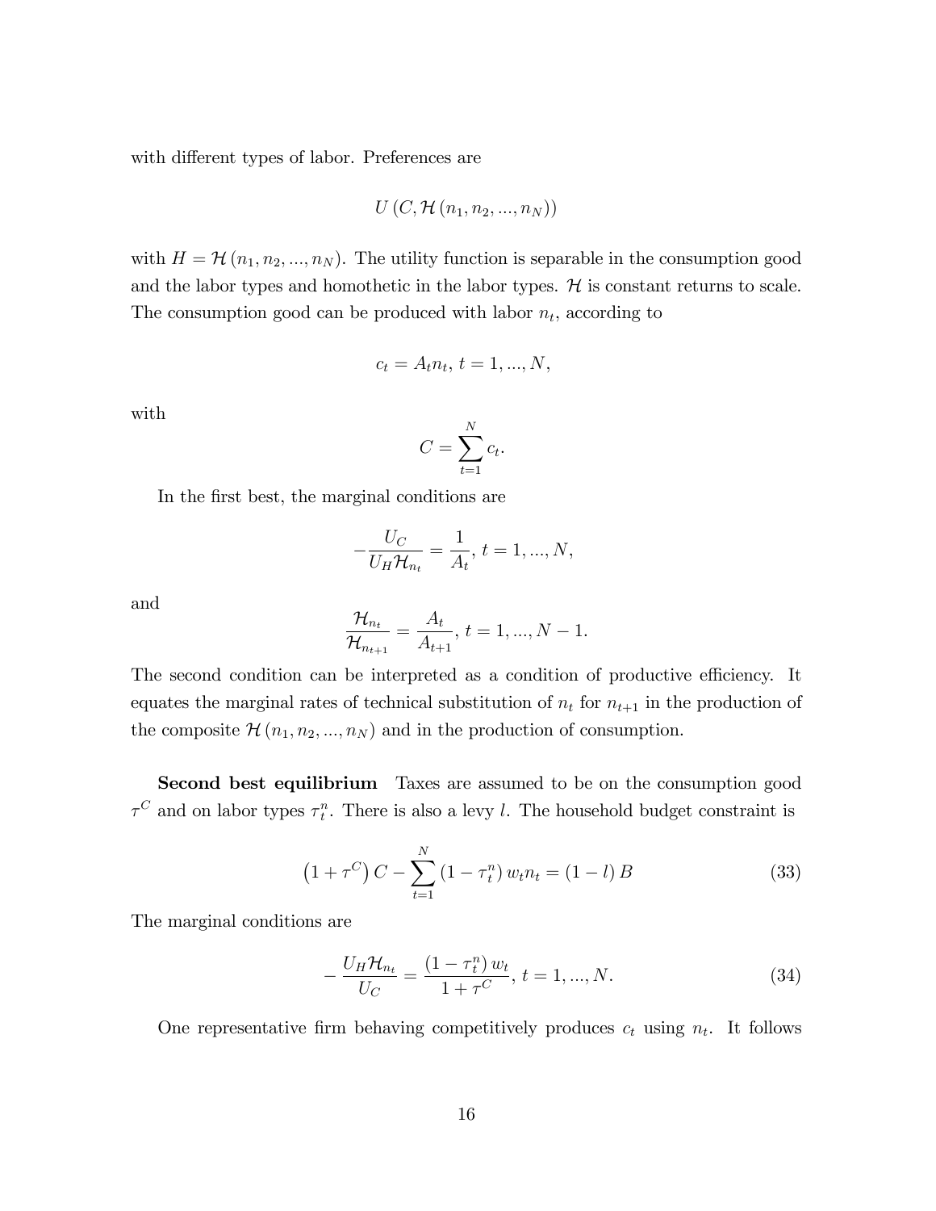with different types of labor. Preferences are

$$U\left(C, \mathcal{H}\left(n_1, n_2, ..., n_N\right)\right)$$

with $H = \mathcal{H}\left(n_1, n_2, ..., n_N\right)$. The utility function is separable in the consumption good and the labor types and homothetic in the labor types. $\mathcal{H}$ is constant returns to scale. The consumption good can be produced with labor $n_t$, according to

$$c_t = A_t n_t,\ t = 1, ..., N,$$

with

$$C = \sum_{t=1}^{N} c_t.$$

In the first best, the marginal conditions are

$$-\frac{U_C}{U_H \mathcal{H}_{n_t}} = \frac{1}{A_t},\ t = 1, ..., N,$$

and

$$\frac{\mathcal{H}_{n_t}}{\mathcal{H}_{n_{t+1}}} = \frac{A_t}{A_{t+1}},\ t = 1, ..., N-1.$$

The second condition can be interpreted as a condition of productive efficiency. It equates the marginal rates of technical substitution of $n_t$ for $n_{t+1}$ in the production of the composite $\mathcal{H}\left(n_1, n_2, ..., n_N\right)$ and in the production of consumption.

**Second best equilibrium** Taxes are assumed to be on the consumption good $\tau^C$ and on labor types $\tau_t^n$. There is also a levy $l$. The household budget constraint is

$$\left(1 + \tau^C\right) C - \sum_{t=1}^{N} \left(1 - \tau_t^n\right) w_t n_t = \left(1 - l\right) B \tag{33}$$

The marginal conditions are

$$-\frac{U_H \mathcal{H}_{n_t}}{U_C} = \frac{\left(1 - \tau_t^n\right) w_t}{1 + \tau^C},\ t = 1, ..., N. \tag{34}$$

One representative firm behaving competitively produces $c_t$ using $n_t$. It follows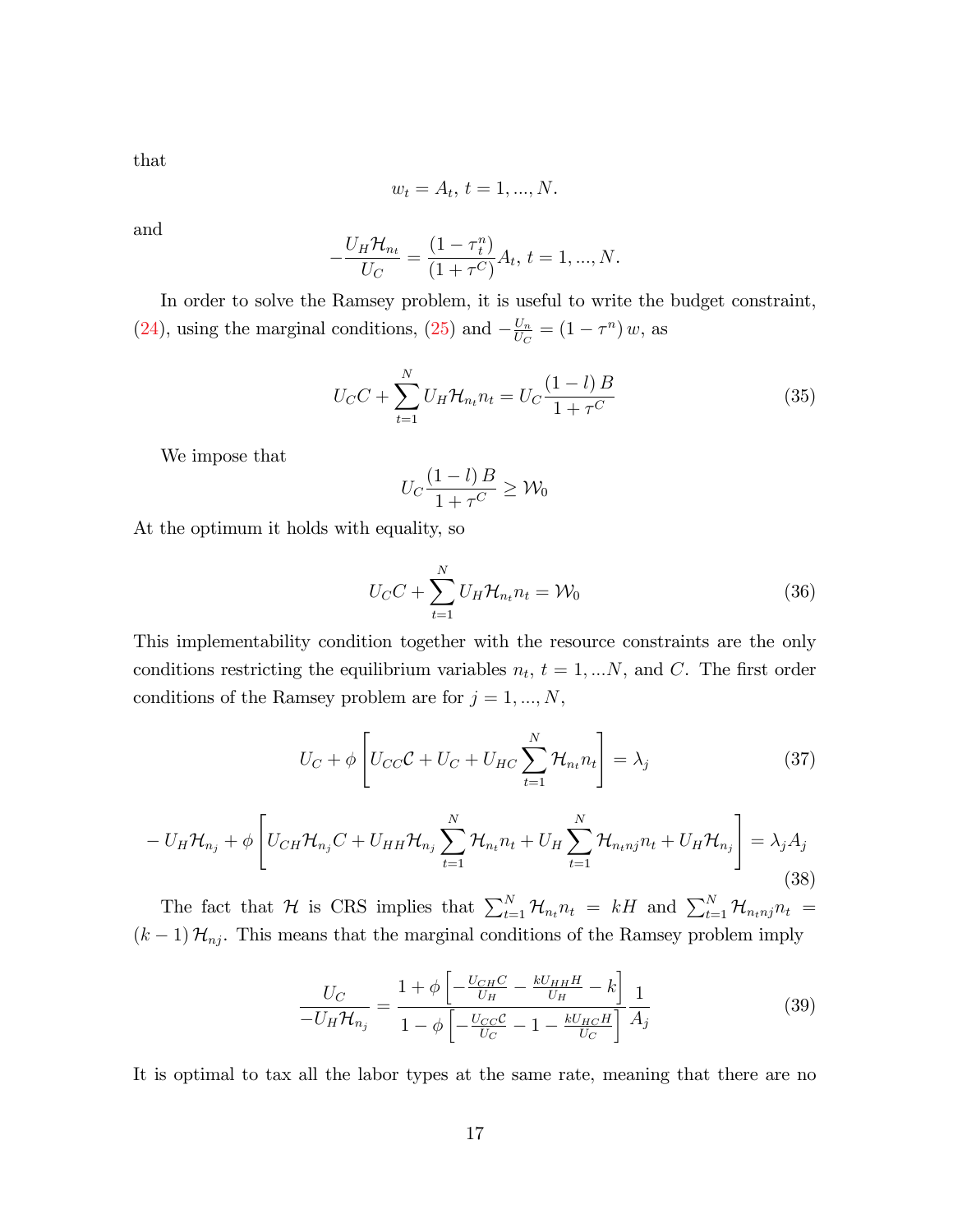that

$$w_t = A_t,\, t = 1, ..., N.$$

and

$$-\frac{U_H \mathcal{H}_{n_t}}{U_C} = \frac{(1-\tau_t^n)}{(1+\tau^C)} A_t,\, t = 1, ..., N.$$

In order to solve the Ramsey problem, it is useful to write the budget constraint, (24), using the marginal conditions, (25) and $-\frac{U_n}{U_C} = (1-\tau^n)\, w$, as

$$U_C C + \sum_{t=1}^{N} U_H \mathcal{H}_{n_t} n_t = U_C \frac{(1-l)\, B}{1+\tau^C} \tag{35}$$

We impose that

$$U_C \frac{(1-l)\, B}{1+\tau^C} \geq \mathcal{W}_0$$

At the optimum it holds with equality, so

$$U_C C + \sum_{t=1}^{N} U_H \mathcal{H}_{n_t} n_t = \mathcal{W}_0 \tag{36}$$

This implementability condition together with the resource constraints are the only conditions restricting the equilibrium variables $n_t$, $t = 1, ...N$, and $C$. The first order conditions of the Ramsey problem are for $j = 1, ..., N$,

$$U_C + \phi \left[ U_{CC} \mathcal{C} + U_C + U_{HC} \sum_{t=1}^{N} \mathcal{H}_{n_t} n_t \right] = \lambda_j \tag{37}$$

$$-U_H \mathcal{H}_{n_j} + \phi \left[ U_{CH} \mathcal{H}_{n_j} C + U_{HH} \mathcal{H}_{n_j} \sum_{t=1}^{N} \mathcal{H}_{n_t} n_t + U_H \sum_{t=1}^{N} \mathcal{H}_{n_t nj} n_t + U_H \mathcal{H}_{n_j} \right] = \lambda_j A_j \tag{38}$$

The fact that $\mathcal{H}$ is CRS implies that $\sum_{t=1}^{N} \mathcal{H}_{n_t} n_t = kH$ and $\sum_{t=1}^{N} \mathcal{H}_{n_t nj} n_t = (k-1)\, \mathcal{H}_{nj}$. This means that the marginal conditions of the Ramsey problem imply

$$\frac{U_C}{-U_H \mathcal{H}_{n_j}} = \frac{1 + \phi \left[ -\frac{U_{CH} C}{U_H} - \frac{k U_{HH} H}{U_H} - k \right]}{1 - \phi \left[ -\frac{U_{CC} \mathcal{C}}{U_C} - 1 - \frac{k U_{HC} H}{U_C} \right]} \frac{1}{A_j} \tag{39}$$

It is optimal to tax all the labor types at the same rate, meaning that there are no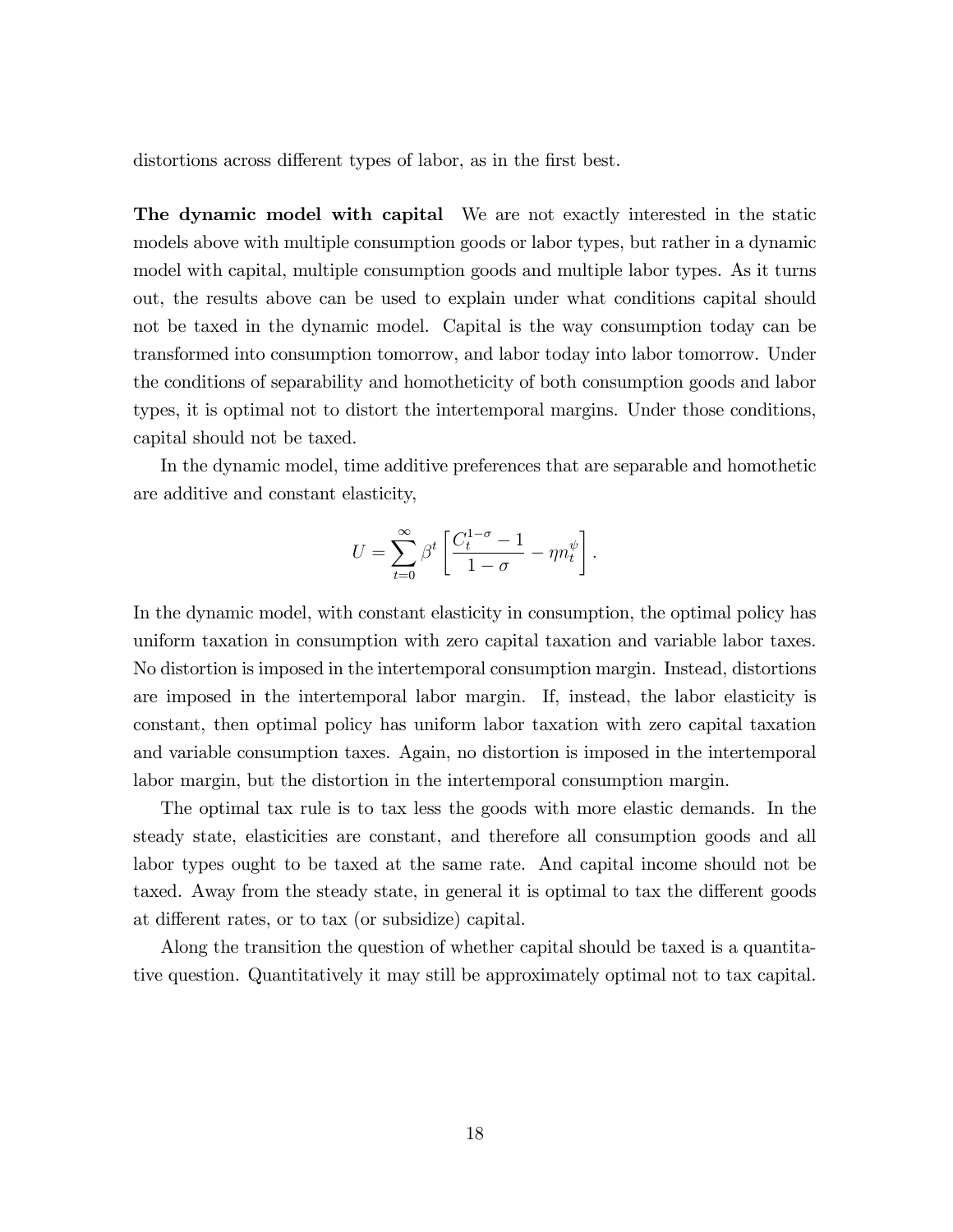distortions across different types of labor, as in the first best.

**The dynamic model with capital** We are not exactly interested in the static models above with multiple consumption goods or labor types, but rather in a dynamic model with capital, multiple consumption goods and multiple labor types. As it turns out, the results above can be used to explain under what conditions capital should not be taxed in the dynamic model. Capital is the way consumption today can be transformed into consumption tomorrow, and labor today into labor tomorrow. Under the conditions of separability and homotheticity of both consumption goods and labor types, it is optimal not to distort the intertemporal margins. Under those conditions, capital should not be taxed.

In the dynamic model, time additive preferences that are separable and homothetic are additive and constant elasticity,

$$U = \sum_{t=0}^{\infty} \beta^t \left[ \frac{C_t^{1-\sigma} - 1}{1-\sigma} - \eta n_t^{\psi} \right].$$

In the dynamic model, with constant elasticity in consumption, the optimal policy has uniform taxation in consumption with zero capital taxation and variable labor taxes. No distortion is imposed in the intertemporal consumption margin. Instead, distortions are imposed in the intertemporal labor margin. If, instead, the labor elasticity is constant, then optimal policy has uniform labor taxation with zero capital taxation and variable consumption taxes. Again, no distortion is imposed in the intertemporal labor margin, but the distortion in the intertemporal consumption margin.

The optimal tax rule is to tax less the goods with more elastic demands. In the steady state, elasticities are constant, and therefore all consumption goods and all labor types ought to be taxed at the same rate. And capital income should not be taxed. Away from the steady state, in general it is optimal to tax the different goods at different rates, or to tax (or subsidize) capital.

Along the transition the question of whether capital should be taxed is a quantitative question. Quantitatively it may still be approximately optimal not to tax capital.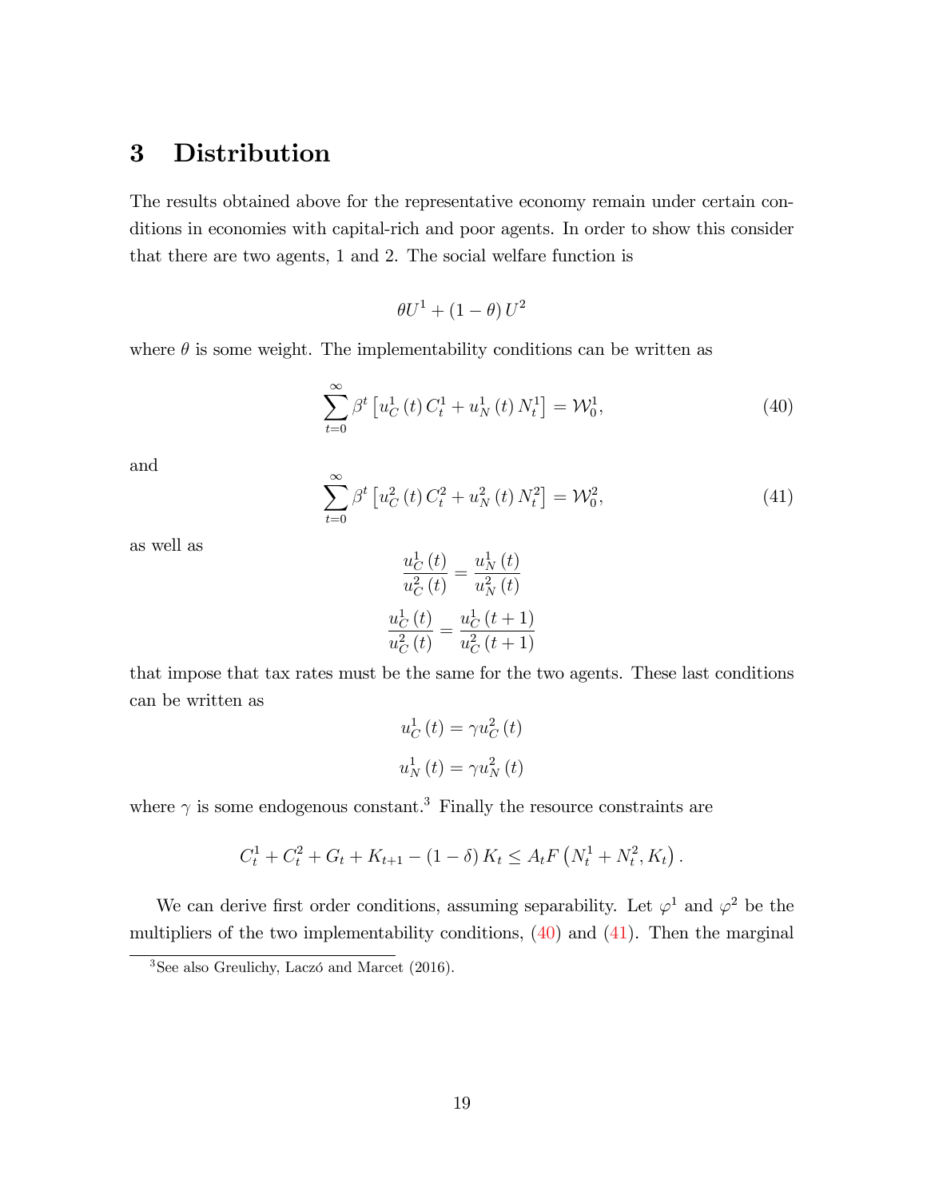# 3 Distribution

The results obtained above for the representative economy remain under certain conditions in economies with capital-rich and poor agents. In order to show this consider that there are two agents, 1 and 2. The social welfare function is

$$\theta U^1 + (1 - \theta) U^2$$

where $\theta$ is some weight. The implementability conditions can be written as

$$\sum_{t=0}^{\infty} \beta^t \left[ u_C^1(t) C_t^1 + u_N^1(t) N_t^1 \right] = \mathcal{W}_0^1, \tag{40}$$

and

$$\sum_{t=0}^{\infty} \beta^t \left[ u_C^2(t) C_t^2 + u_N^2(t) N_t^2 \right] = \mathcal{W}_0^2, \tag{41}$$

as well as

$$\frac{u_C^1(t)}{u_C^2(t)} = \frac{u_N^1(t)}{u_N^2(t)}$$

$$\frac{u_C^1(t)}{u_C^2(t)} = \frac{u_C^1(t+1)}{u_C^2(t+1)}$$

that impose that tax rates must be the same for the two agents. These last conditions can be written as

$$u_C^1(t) = \gamma u_C^2(t)$$

$$u_N^1(t) = \gamma u_N^2(t)$$

where $\gamma$ is some endogenous constant.[3] Finally the resource constraints are

$$C_t^1 + C_t^2 + G_t + K_{t+1} - (1 - \delta) K_t \leq A_t F\left(N_t^1 + N_t^2, K_t\right).$$

We can derive first order conditions, assuming separability. Let $\varphi^1$ and $\varphi^2$ be the multipliers of the two implementability conditions, (40) and (41). Then the marginal

[3] See also Greulichy, Laczó and Marcet (2016).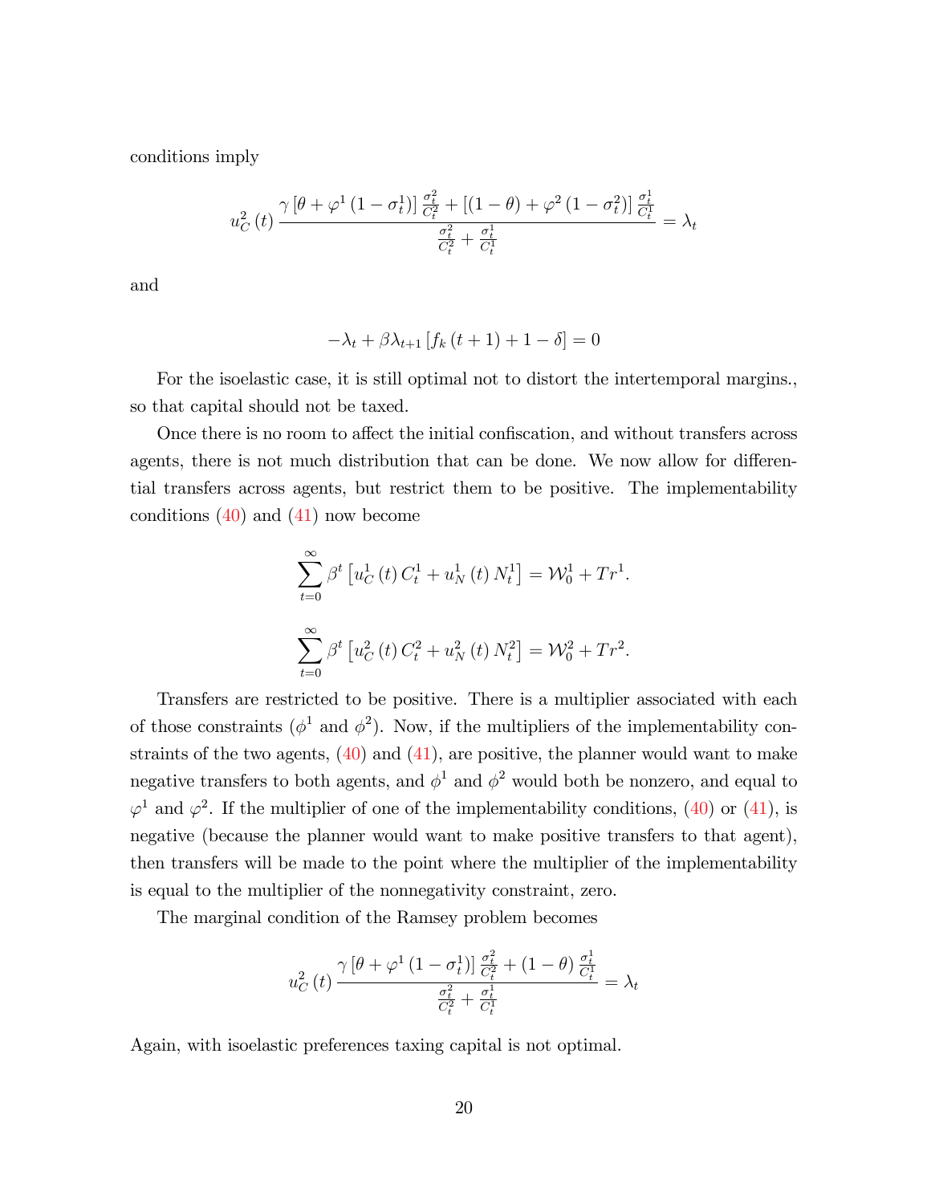conditions imply

$$u_C^2(t)\,\frac{\gamma\left[\theta+\varphi^1\left(1-\sigma_t^1\right)\right]\frac{\sigma_t^2}{C_t^2}+\left[(1-\theta)+\varphi^2\left(1-\sigma_t^2\right)\right]\frac{\sigma_t^1}{C_t^1}}{\frac{\sigma_t^2}{C_t^2}+\frac{\sigma_t^1}{C_t^1}}=\lambda_t$$

and

$$-\lambda_t+\beta\lambda_{t+1}\left[f_k(t+1)+1-\delta\right]=0$$

For the isoelastic case, it is still optimal not to distort the intertemporal margins., so that capital should not be taxed.

Once there is no room to affect the initial confiscation, and without transfers across agents, there is not much distribution that can be done. We now allow for differential transfers across agents, but restrict them to be positive. The implementability conditions (40) and (41) now become

$$\sum_{t=0}^{\infty}\beta^t\left[u_C^1(t)\,C_t^1+u_N^1(t)\,N_t^1\right]=\mathcal{W}_0^1+Tr^1.$$

$$\sum_{t=0}^{\infty}\beta^t\left[u_C^2(t)\,C_t^2+u_N^2(t)\,N_t^2\right]=\mathcal{W}_0^2+Tr^2.$$

Transfers are restricted to be positive. There is a multiplier associated with each of those constraints ($\phi^1$ and $\phi^2$). Now, if the multipliers of the implementability constraints of the two agents, (40) and (41), are positive, the planner would want to make negative transfers to both agents, and $\phi^1$ and $\phi^2$ would both be nonzero, and equal to $\varphi^1$ and $\varphi^2$. If the multiplier of one of the implementability conditions, (40) or (41), is negative (because the planner would want to make positive transfers to that agent), then transfers will be made to the point where the multiplier of the implementability is equal to the multiplier of the nonnegativity constraint, zero.

The marginal condition of the Ramsey problem becomes

$$u_C^2(t)\,\frac{\gamma\left[\theta+\varphi^1\left(1-\sigma_t^1\right)\right]\frac{\sigma_t^2}{C_t^2}+(1-\theta)\,\frac{\sigma_t^1}{C_t^1}}{\frac{\sigma_t^2}{C_t^2}+\frac{\sigma_t^1}{C_t^1}}=\lambda_t$$

Again, with isoelastic preferences taxing capital is not optimal.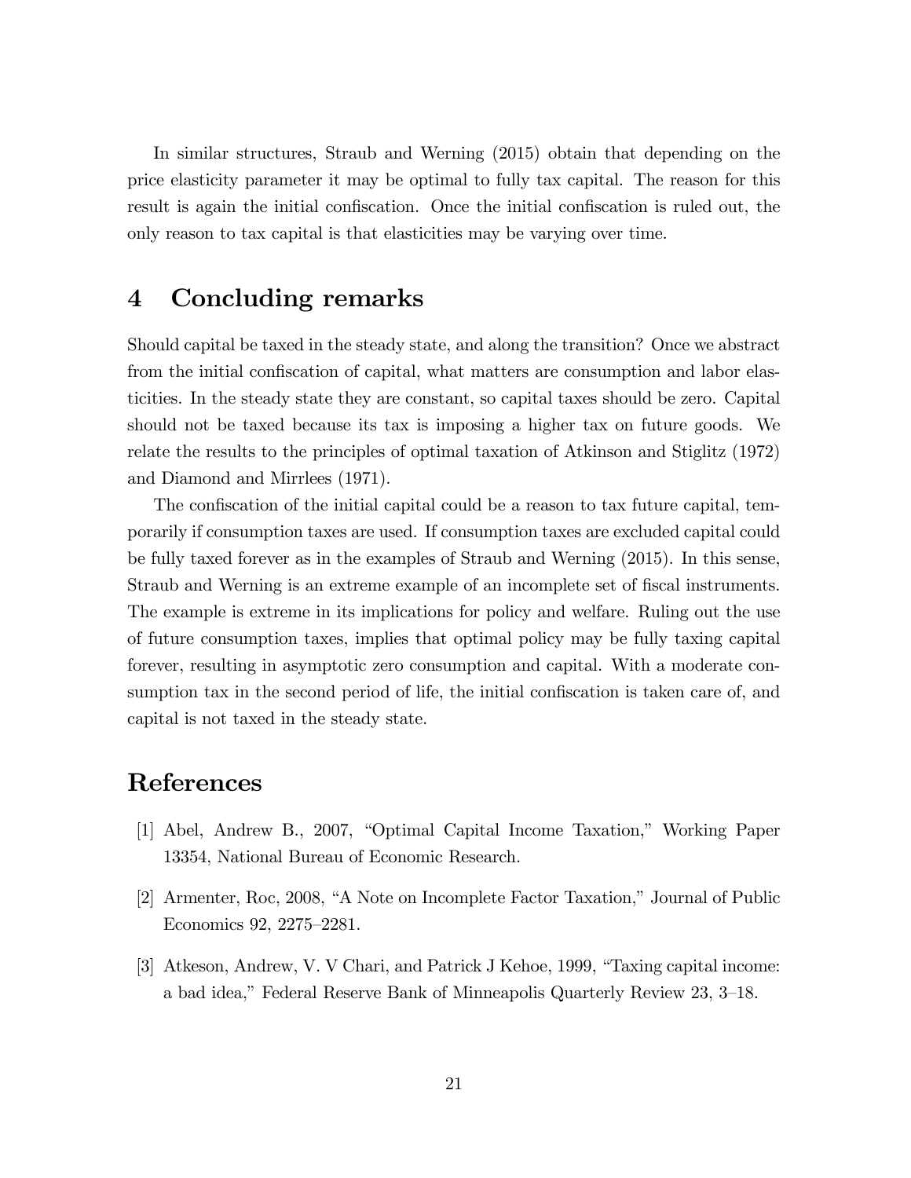In similar structures, Straub and Werning (2015) obtain that depending on the price elasticity parameter it may be optimal to fully tax capital. The reason for this result is again the initial confiscation. Once the initial confiscation is ruled out, the only reason to tax capital is that elasticities may be varying over time.

## 4 Concluding remarks

Should capital be taxed in the steady state, and along the transition? Once we abstract from the initial confiscation of capital, what matters are consumption and labor elasticities. In the steady state they are constant, so capital taxes should be zero. Capital should not be taxed because its tax is imposing a higher tax on future goods. We relate the results to the principles of optimal taxation of Atkinson and Stiglitz (1972) and Diamond and Mirrlees (1971).

The confiscation of the initial capital could be a reason to tax future capital, temporarily if consumption taxes are used. If consumption taxes are excluded capital could be fully taxed forever as in the examples of Straub and Werning (2015). In this sense, Straub and Werning is an extreme example of an incomplete set of fiscal instruments. The example is extreme in its implications for policy and welfare. Ruling out the use of future consumption taxes, implies that optimal policy may be fully taxing capital forever, resulting in asymptotic zero consumption and capital. With a moderate consumption tax in the second period of life, the initial confiscation is taken care of, and capital is not taxed in the steady state.

## References

[1] Abel, Andrew B., 2007, "Optimal Capital Income Taxation," Working Paper 13354, National Bureau of Economic Research.

[2] Armenter, Roc, 2008, "A Note on Incomplete Factor Taxation," Journal of Public Economics 92, 2275–2281.

[3] Atkeson, Andrew, V. V Chari, and Patrick J Kehoe, 1999, "Taxing capital income: a bad idea," Federal Reserve Bank of Minneapolis Quarterly Review 23, 3–18.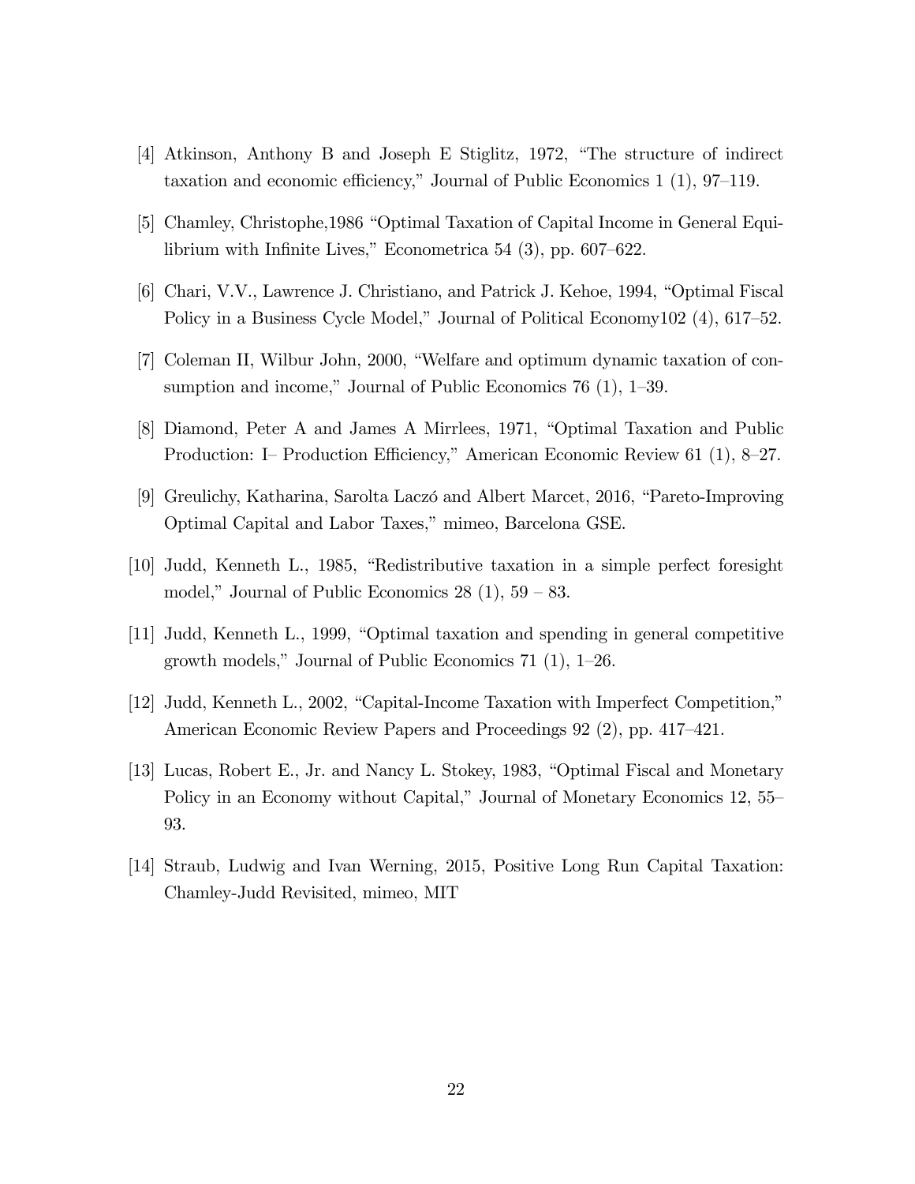[4] Atkinson, Anthony B and Joseph E Stiglitz, 1972, "The structure of indirect taxation and economic efficiency," Journal of Public Economics 1 (1), 97–119.

[5] Chamley, Christophe,1986 "Optimal Taxation of Capital Income in General Equilibrium with Infinite Lives," Econometrica 54 (3), pp. 607–622.

[6] Chari, V.V., Lawrence J. Christiano, and Patrick J. Kehoe, 1994, "Optimal Fiscal Policy in a Business Cycle Model," Journal of Political Economy102 (4), 617–52.

[7] Coleman II, Wilbur John, 2000, "Welfare and optimum dynamic taxation of consumption and income," Journal of Public Economics 76 (1), 1–39.

[8] Diamond, Peter A and James A Mirrlees, 1971, "Optimal Taxation and Public Production: I– Production Efficiency," American Economic Review 61 (1), 8–27.

[9] Greulichy, Katharina, Sarolta Laczó and Albert Marcet, 2016, "Pareto-Improving Optimal Capital and Labor Taxes," mimeo, Barcelona GSE.

[10] Judd, Kenneth L., 1985, "Redistributive taxation in a simple perfect foresight model," Journal of Public Economics 28 (1), 59 – 83.

[11] Judd, Kenneth L., 1999, "Optimal taxation and spending in general competitive growth models," Journal of Public Economics 71 (1), 1–26.

[12] Judd, Kenneth L., 2002, "Capital-Income Taxation with Imperfect Competition," American Economic Review Papers and Proceedings 92 (2), pp. 417–421.

[13] Lucas, Robert E., Jr. and Nancy L. Stokey, 1983, "Optimal Fiscal and Monetary Policy in an Economy without Capital," Journal of Monetary Economics 12, 55–93.

[14] Straub, Ludwig and Ivan Werning, 2015, Positive Long Run Capital Taxation: Chamley-Judd Revisited, mimeo, MIT